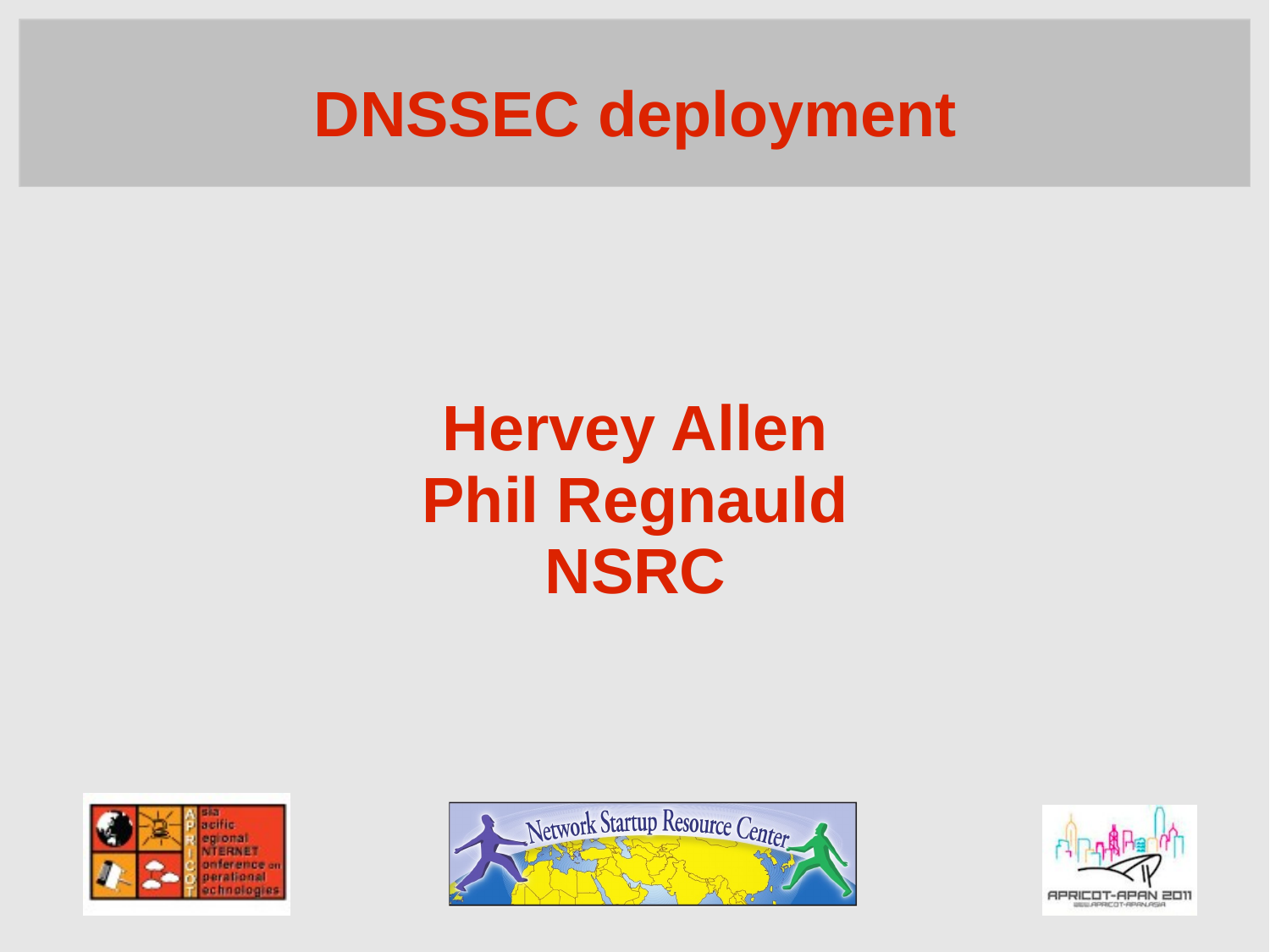# DNSSEC deployment

**Hervey Allen**
**Phil Regnauld**
**NSRC**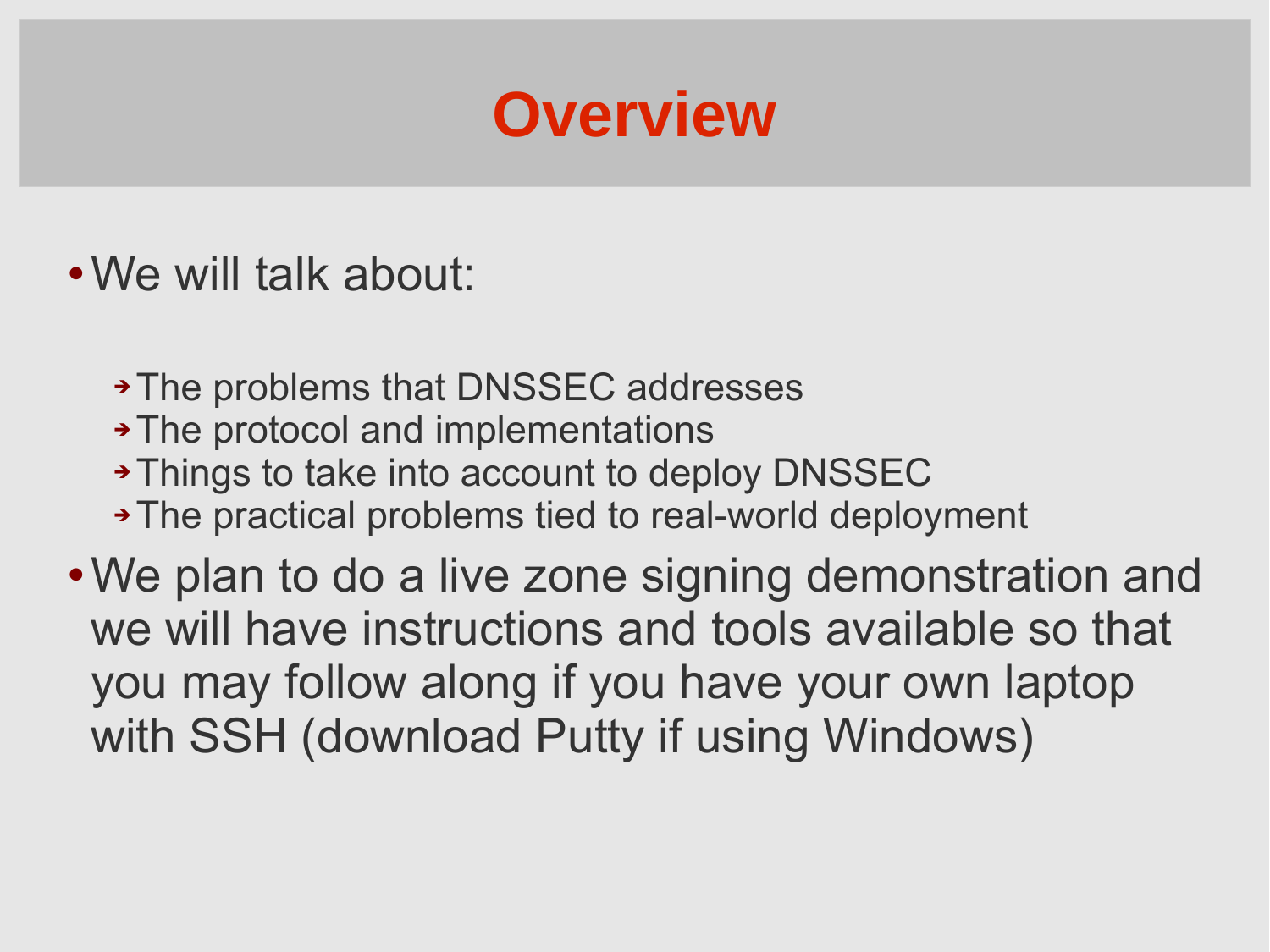# Overview

- We will talk about:
  - The problems that DNSSEC addresses
  - The protocol and implementations
  - Things to take into account to deploy DNSSEC
  - The practical problems tied to real-world deployment
- We plan to do a live zone signing demonstration and we will have instructions and tools available so that you may follow along if you have your own laptop with SSH (download Putty if using Windows)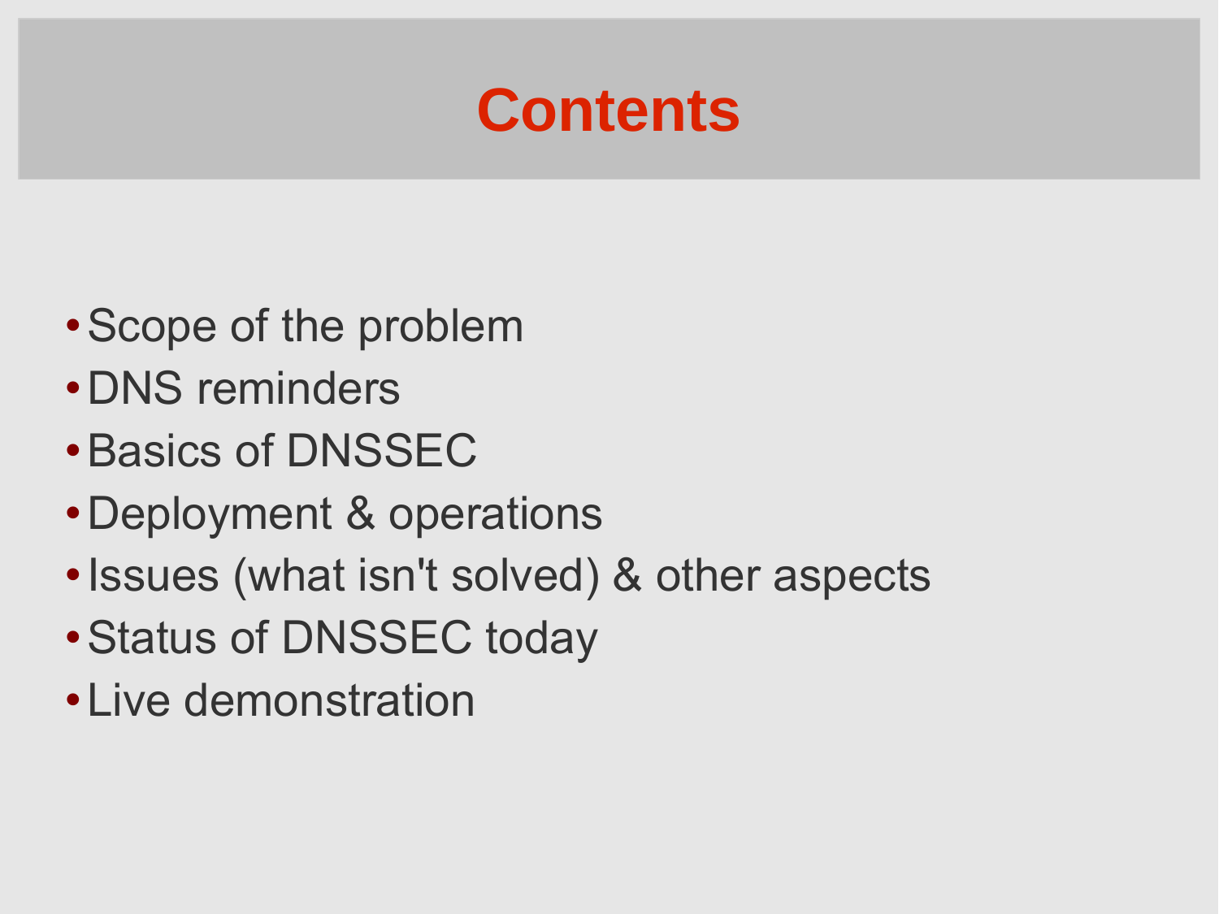# Contents

- Scope of the problem
- DNS reminders
- Basics of DNSSEC
- Deployment & operations
- Issues (what isn't solved) & other aspects
- Status of DNSSEC today
- Live demonstration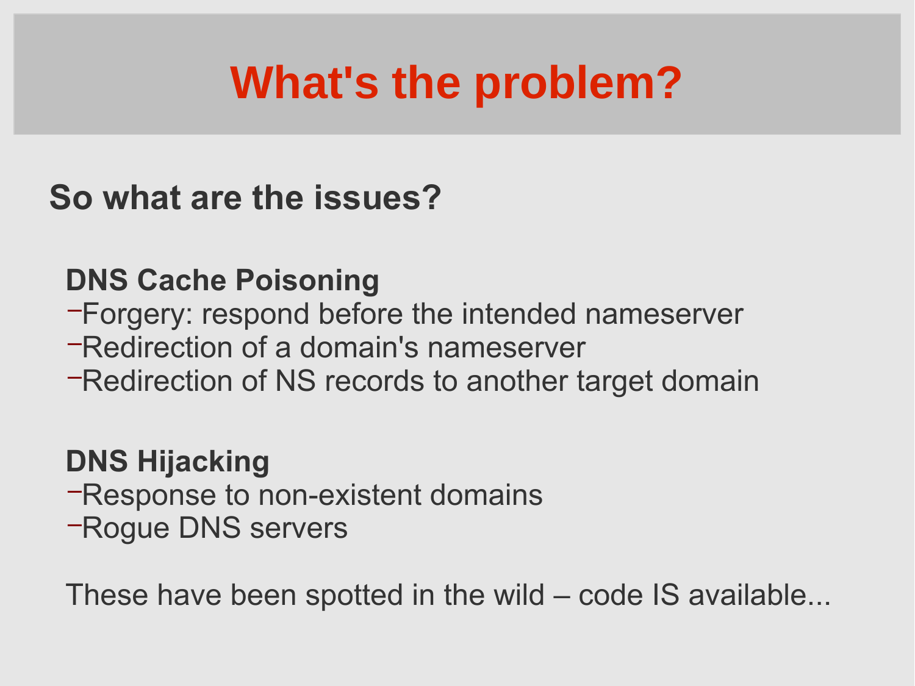# What's the problem?

## So what are the issues?

**DNS Cache Poisoning**

- Forgery: respond before the intended nameserver
- Redirection of a domain's nameserver
- Redirection of NS records to another target domain

**DNS Hijacking**

- Response to non-existent domains
- Rogue DNS servers

These have been spotted in the wild – code IS available...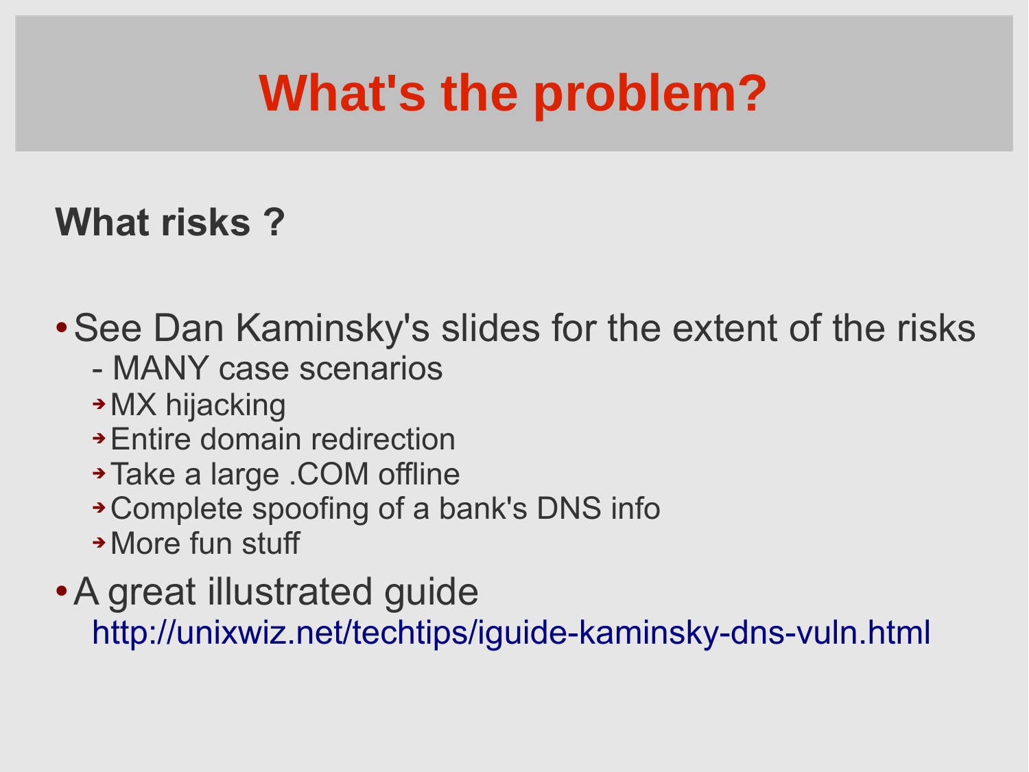# What's the problem?

## What risks ?

- See Dan Kaminsky's slides for the extent of the risks
  - MANY case scenarios
    - MX hijacking
    - Entire domain redirection
    - Take a large .COM offline
    - Complete spoofing of a bank's DNS info
    - More fun stuff
- A great illustrated guide
  http://unixwiz.net/techtips/iguide-kaminsky-dns-vuln.html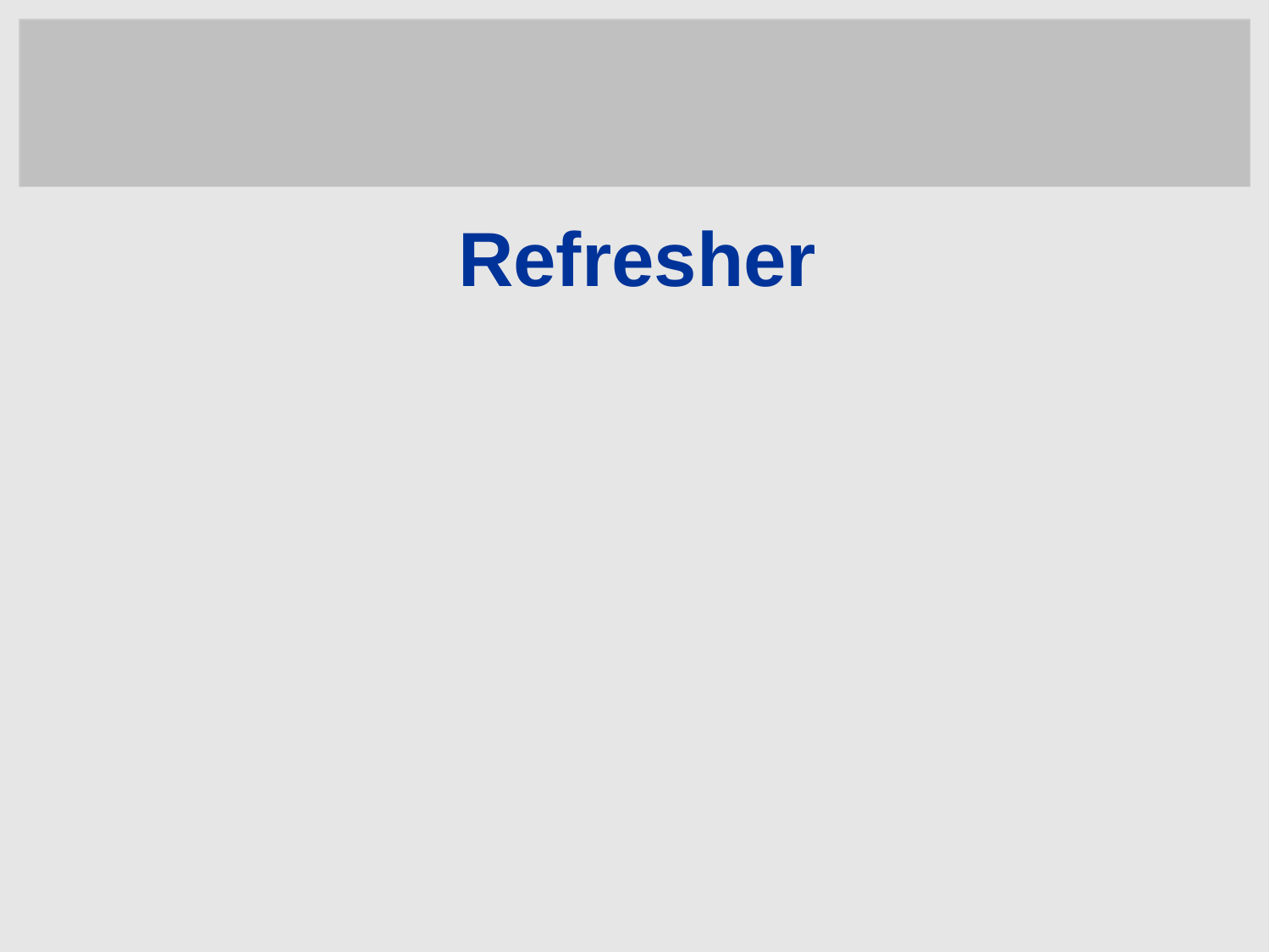# Refresher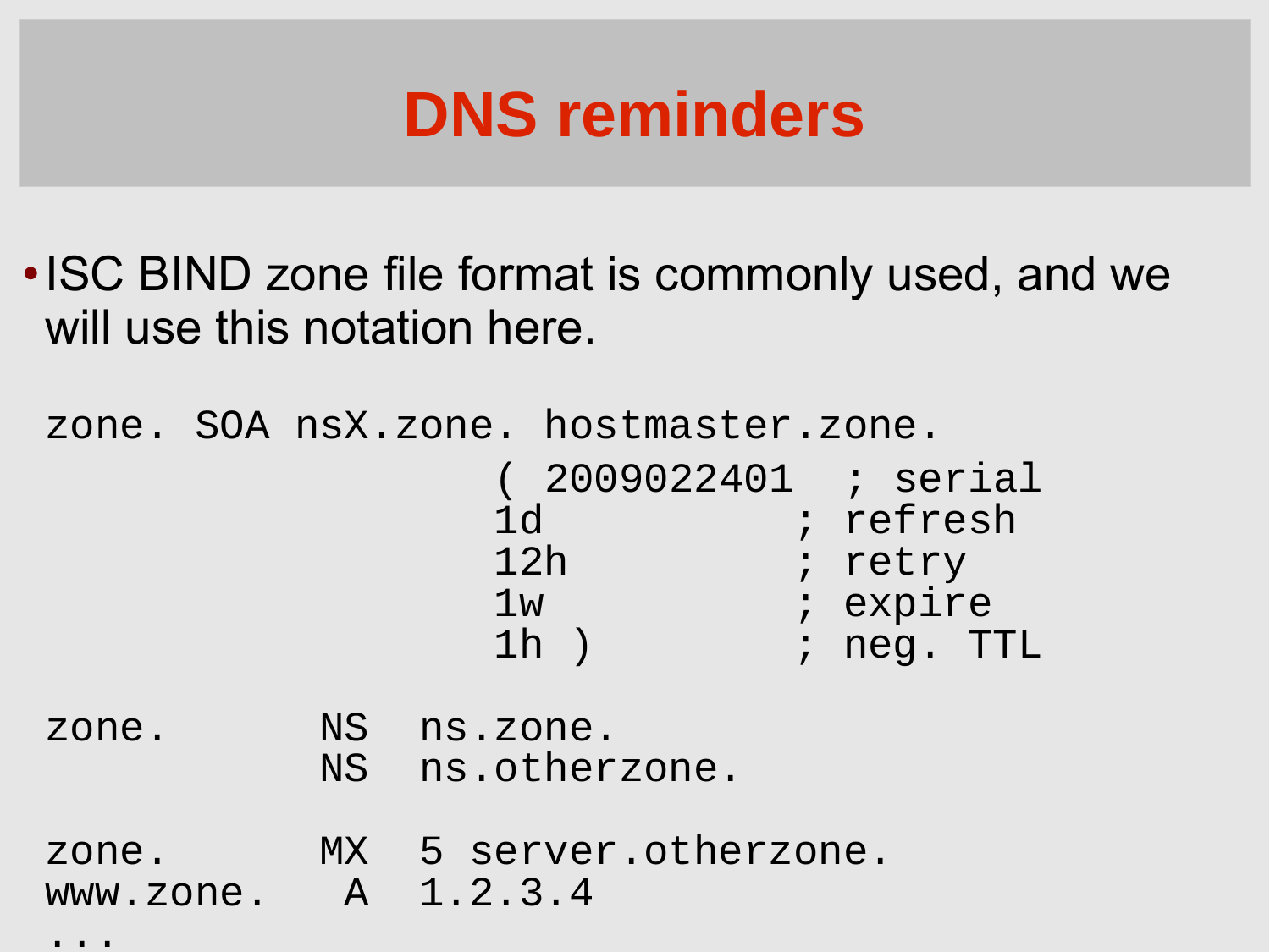# DNS reminders

- ISC BIND zone file format is commonly used, and we will use this notation here.

```
zone. SOA nsX.zone. hostmaster.zone.
                  ( 2009022401  ; serial
                  1d            ; refresh
                  12h           ; retry
                  1w            ; expire
                  1h )          ; neg. TTL

zone.       NS  ns.zone.
            NS  ns.otherzone.

zone.       MX  5 server.otherzone.
www.zone.    A  1.2.3.4
...
```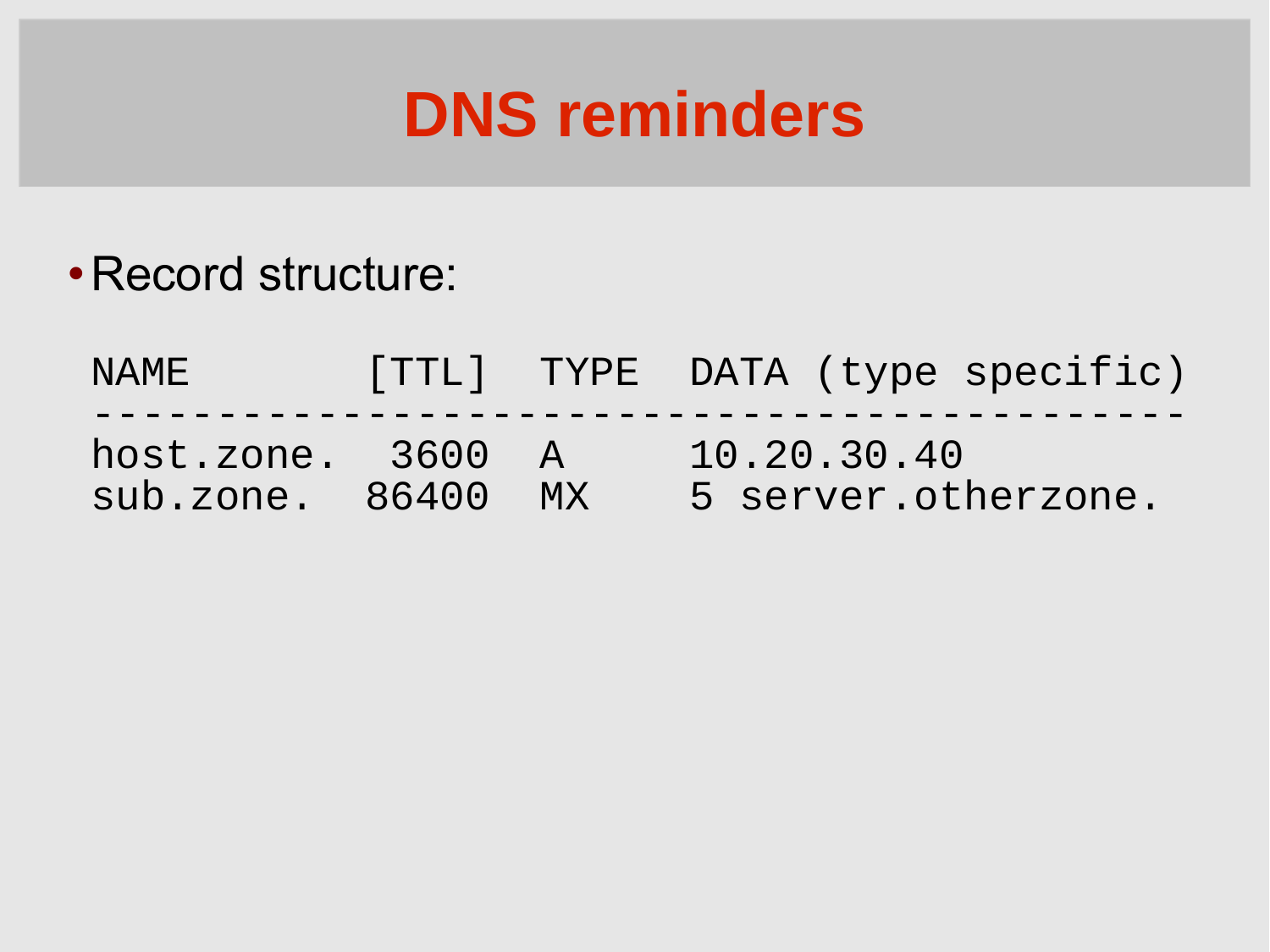# DNS reminders

- Record structure:

```
NAME         [TTL]  TYPE  DATA (type specific)
-------------------------------------------
host.zone.    3600  A     10.20.30.40
sub.zone.    86400  MX    5 server.otherzone.
```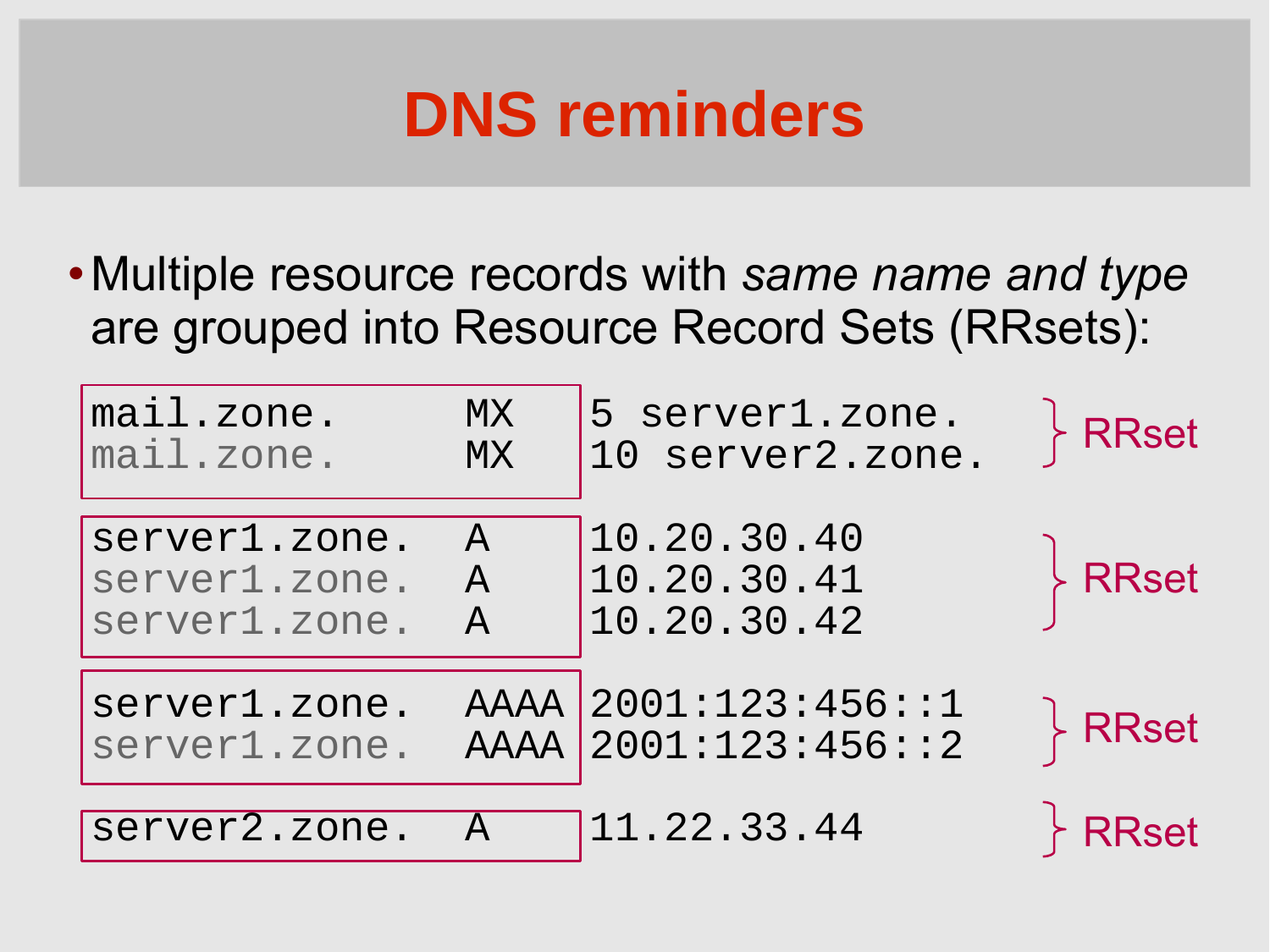# DNS reminders

- Multiple resource records with *same name and type* are grouped into Resource Record Sets (RRsets):

```
mail.zone.      MX    5 server1.zone.        } RRset
mail.zone.      MX    10 server2.zone.

server1.zone.   A     10.20.30.40            } RRset
server1.zone.   A     10.20.30.41
server1.zone.   A     10.20.30.42

server1.zone.   AAAA  2001:123:456::1        } RRset
server1.zone.   AAAA  2001:123:456::2

server2.zone.   A     11.22.33.44            } RRset
```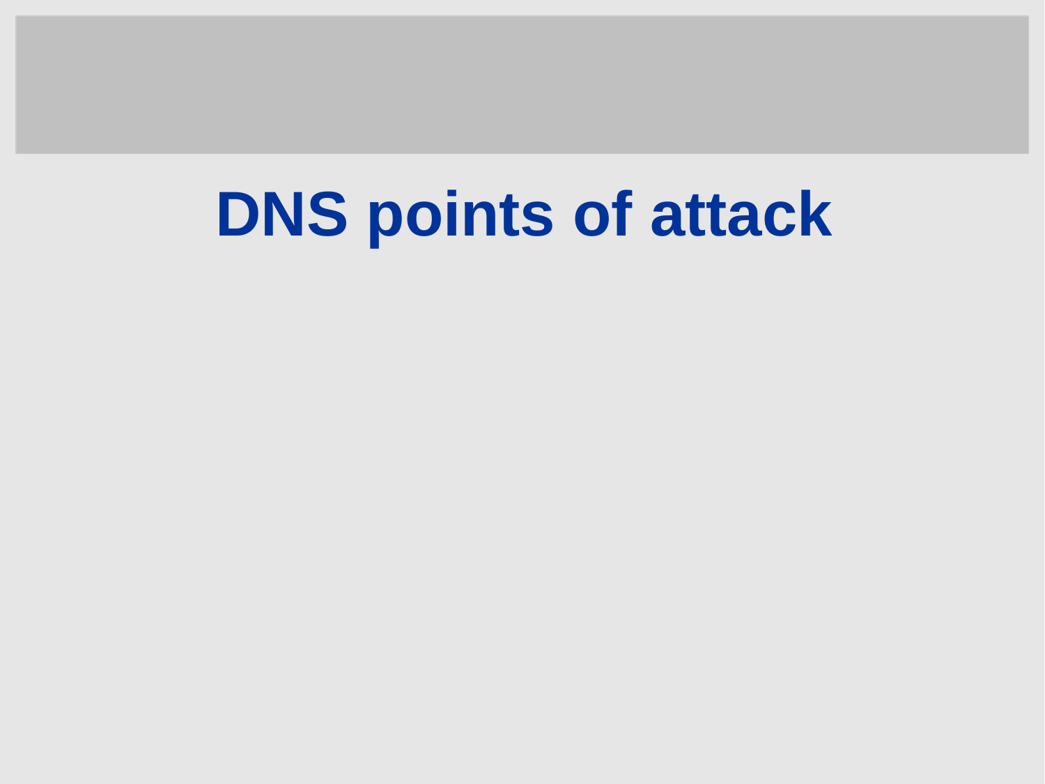# DNS points of attack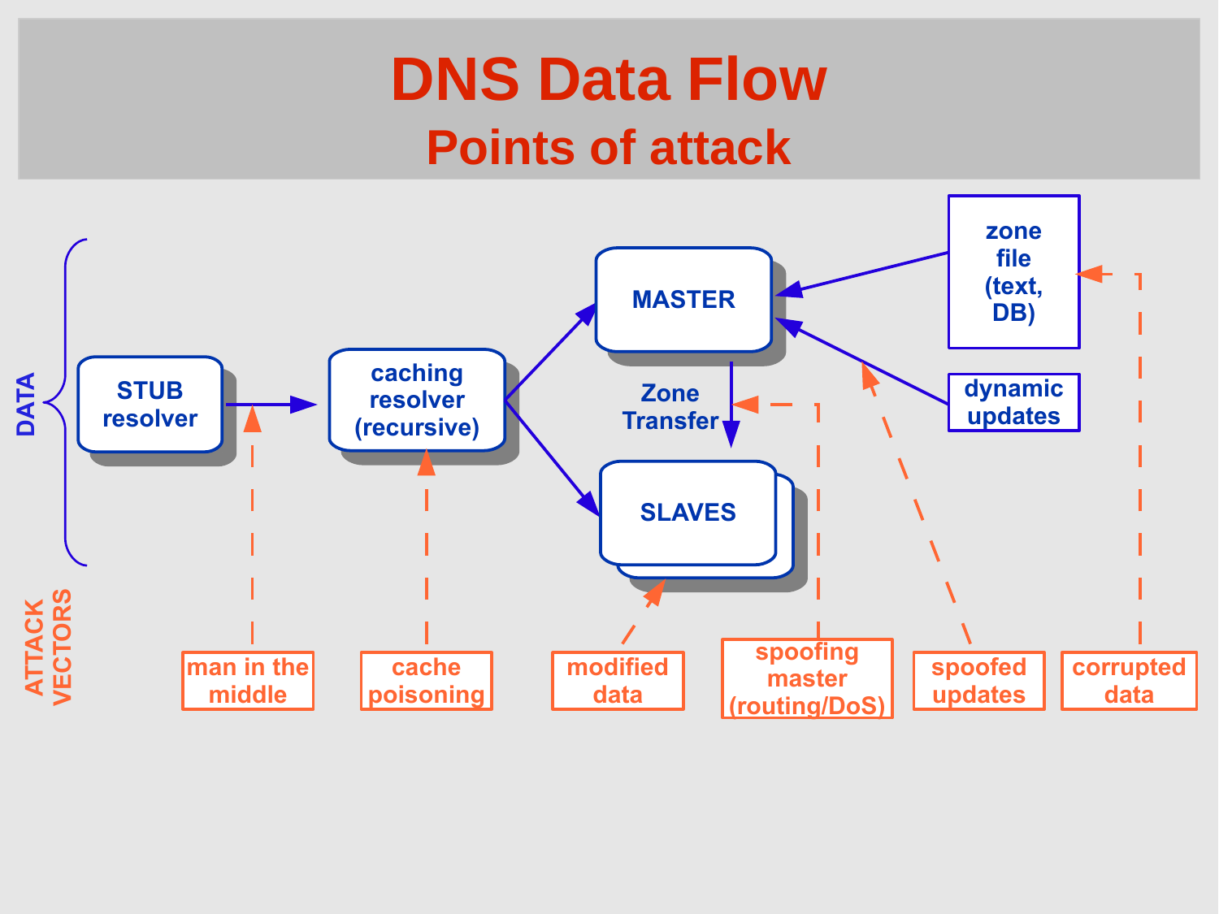# DNS Data Flow

## Points of attack

**DATA**

- STUB resolver → caching resolver (recursive)
- caching resolver (recursive) → MASTER
- caching resolver (recursive) → SLAVES
- zone file (text, DB) → MASTER
- dynamic updates → MASTER
- MASTER → SLAVES (Zone Transfer)

**ATTACK VECTORS**

- man in the middle (between STUB resolver and caching resolver)
- cache poisoning (caching resolver)
- modified data (SLAVES)
- spoofing master (routing/DoS) (Zone Transfer)
- spoofed updates (dynamic updates to MASTER)
- corrupted data (zone file)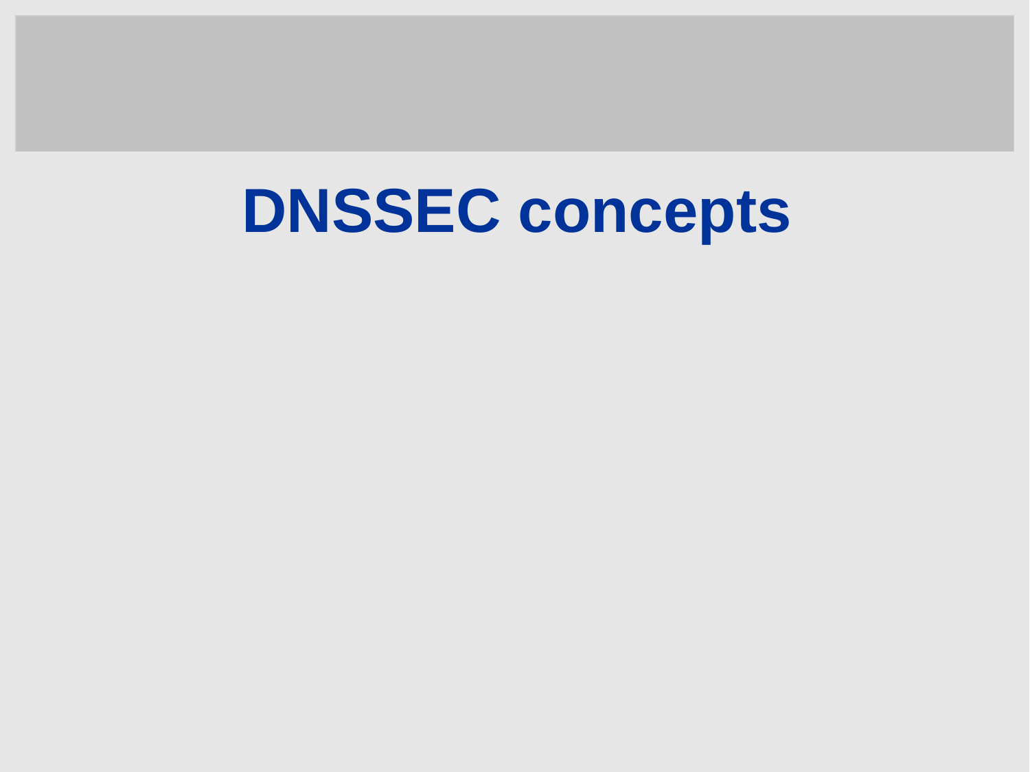# DNSSEC concepts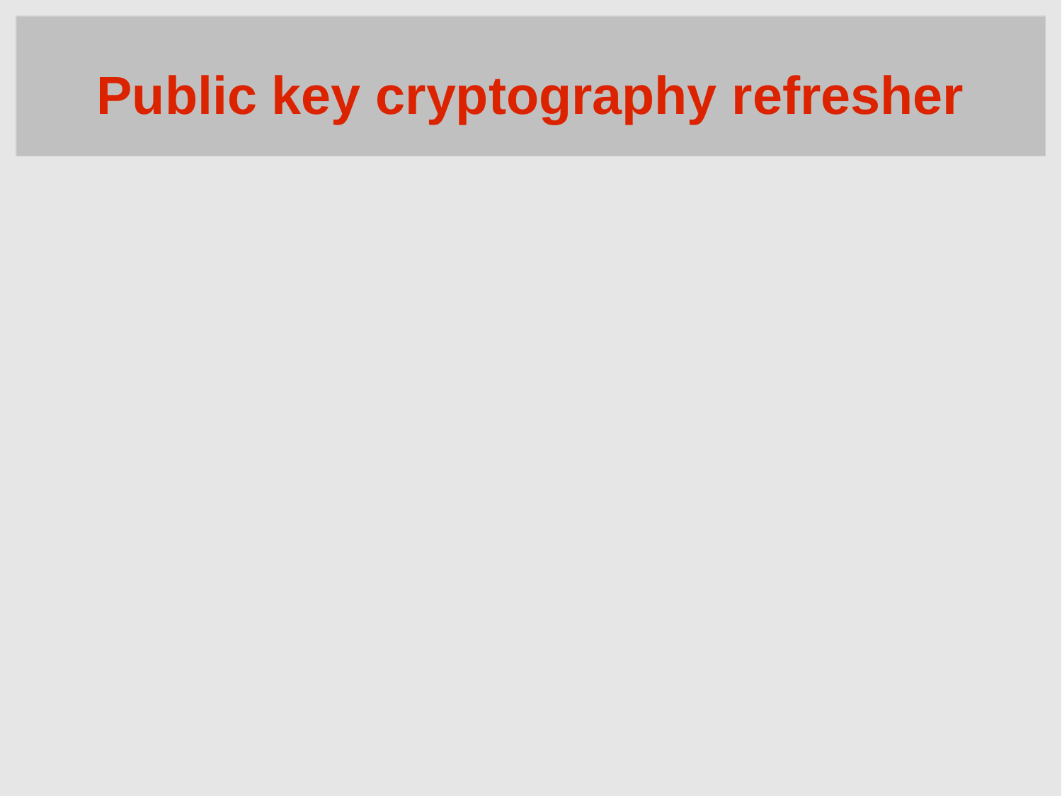# Public key cryptography refresher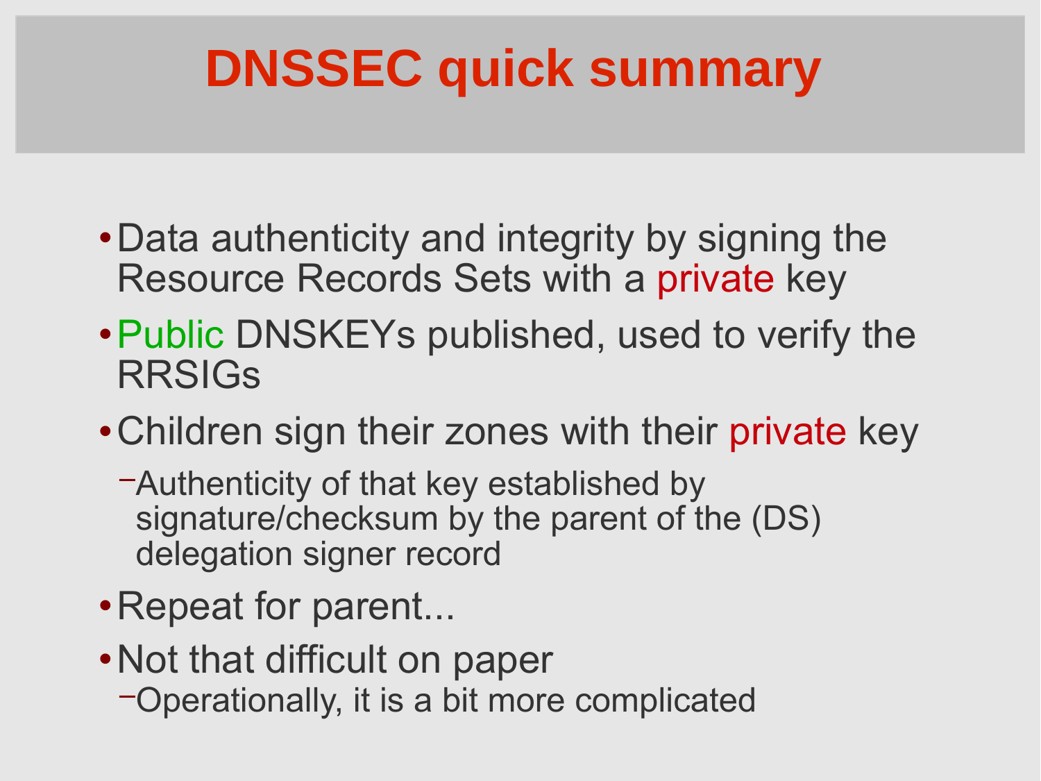# DNSSEC quick summary

- Data authenticity and integrity by signing the Resource Records Sets with a private key
- Public DNSKEYs published, used to verify the RRSIGs
- Children sign their zones with their private key
  - Authenticity of that key established by signature/checksum by the parent of the (DS) delegation signer record
- Repeat for parent...
- Not that difficult on paper
  - Operationally, it is a bit more complicated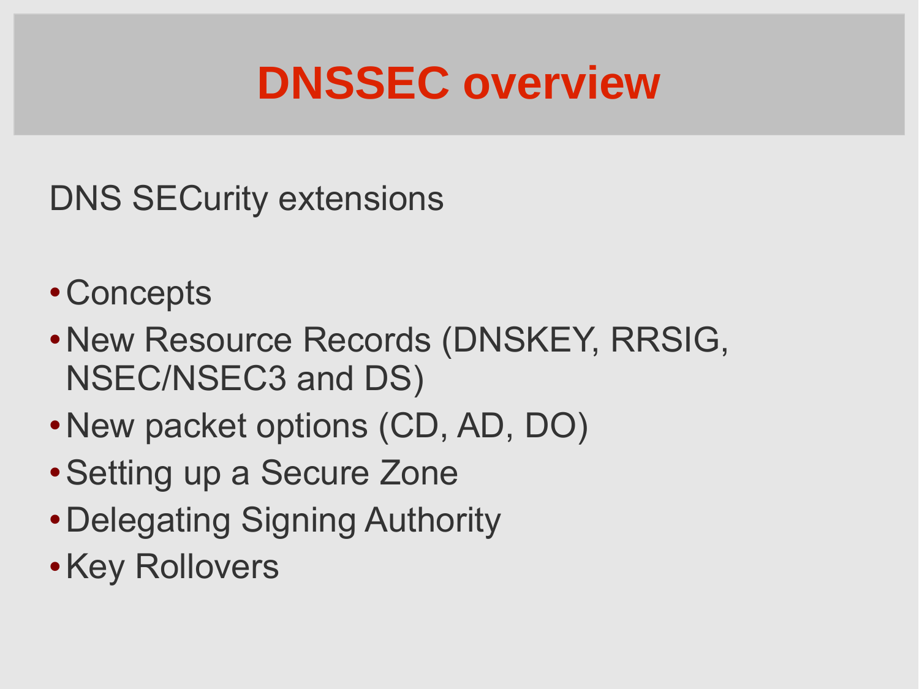# DNSSEC overview

DNS SECurity extensions

- Concepts
- New Resource Records (DNSKEY, RRSIG, NSEC/NSEC3 and DS)
- New packet options (CD, AD, DO)
- Setting up a Secure Zone
- Delegating Signing Authority
- Key Rollovers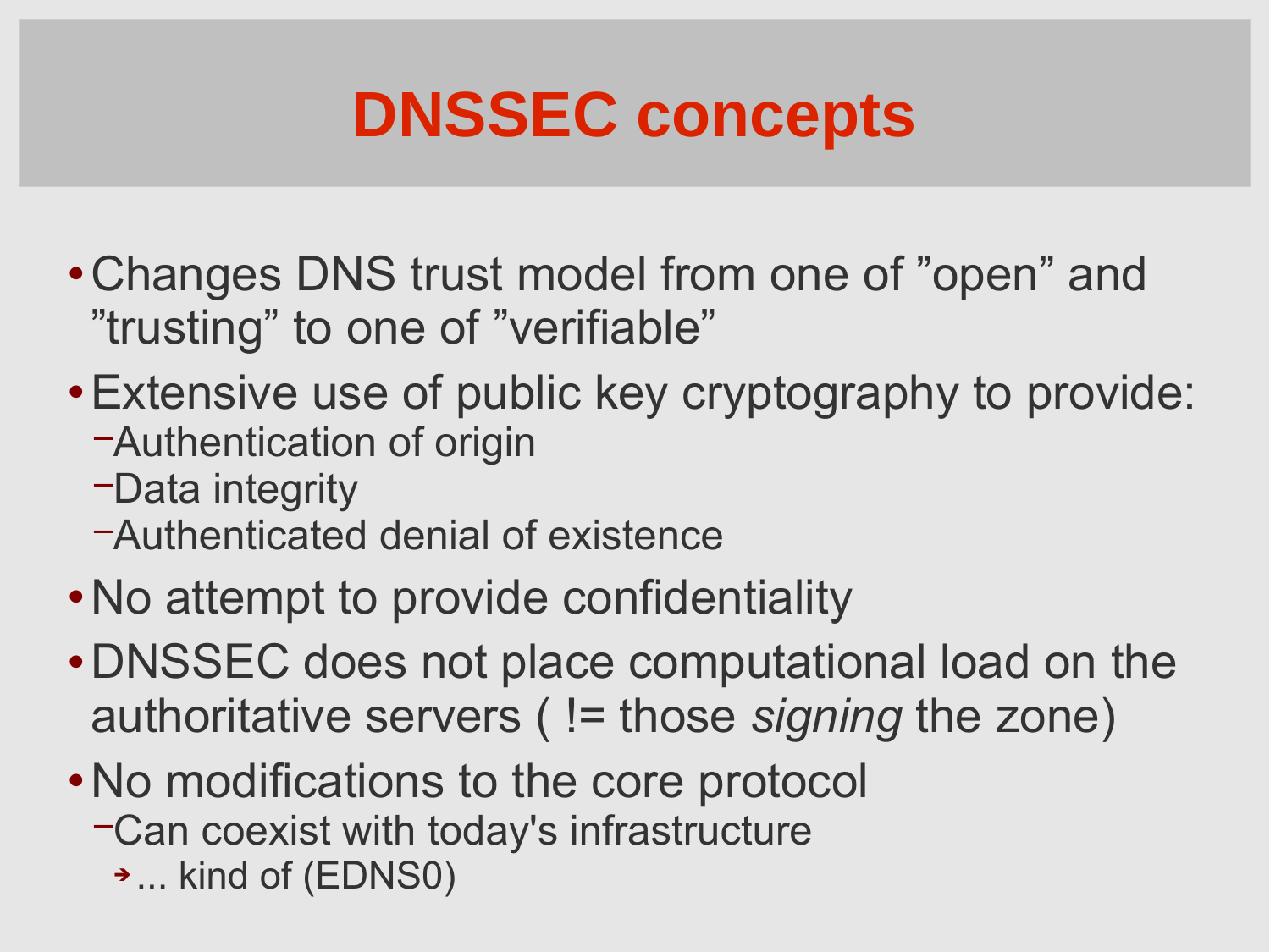# DNSSEC concepts

- Changes DNS trust model from one of ”open” and ”trusting” to one of ”verifiable”
- Extensive use of public key cryptography to provide:
  - Authentication of origin
  - Data integrity
  - Authenticated denial of existence
- No attempt to provide confidentiality
- DNSSEC does not place computational load on the authoritative servers ( != those *signing* the zone)
- No modifications to the core protocol
  - Can coexist with today's infrastructure
    - ... kind of (EDNS0)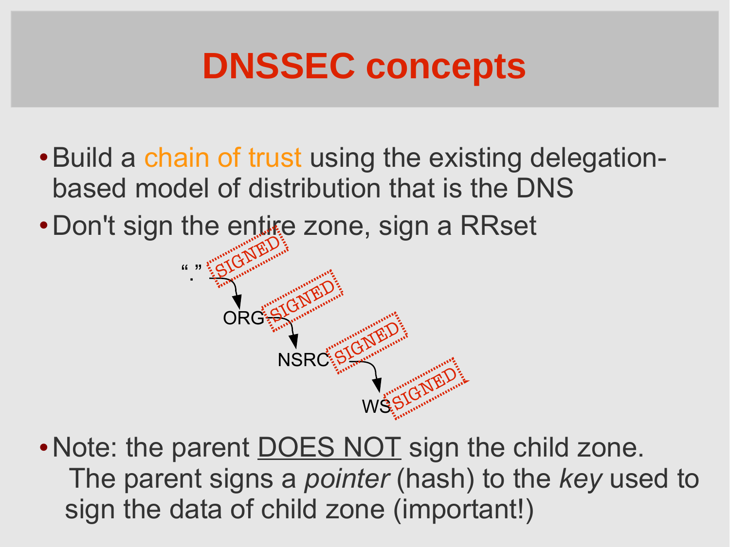# DNSSEC concepts

- Build a chain of trust using the existing delegation-based model of distribution that is the DNS
- Don't sign the entire zone, sign a RRset

"." SIGNED → ORG SIGNED → NSRC SIGNED → WS SIGNED

- Note: the parent DOES NOT sign the child zone. The parent signs a *pointer* (hash) to the *key* used to sign the data of child zone (important!)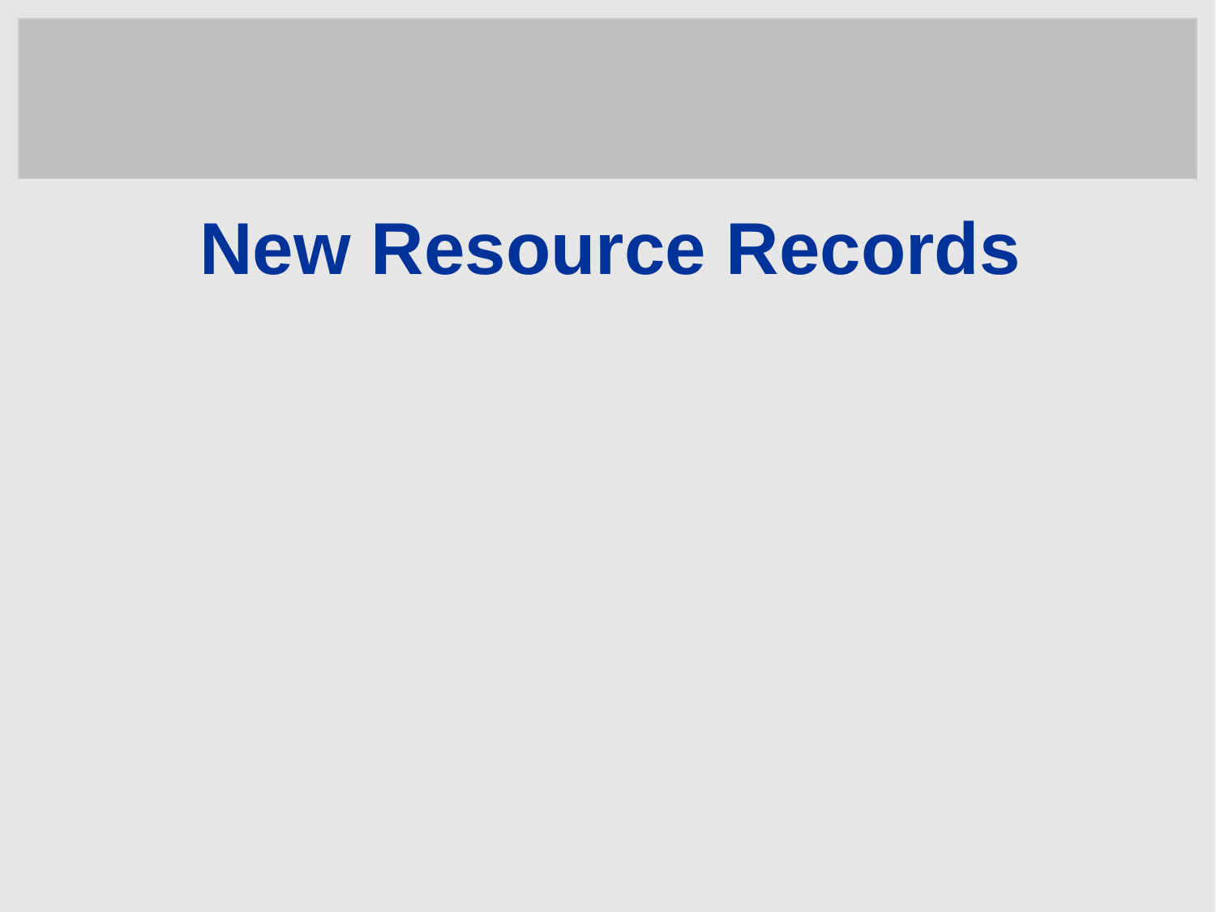# New Resource Records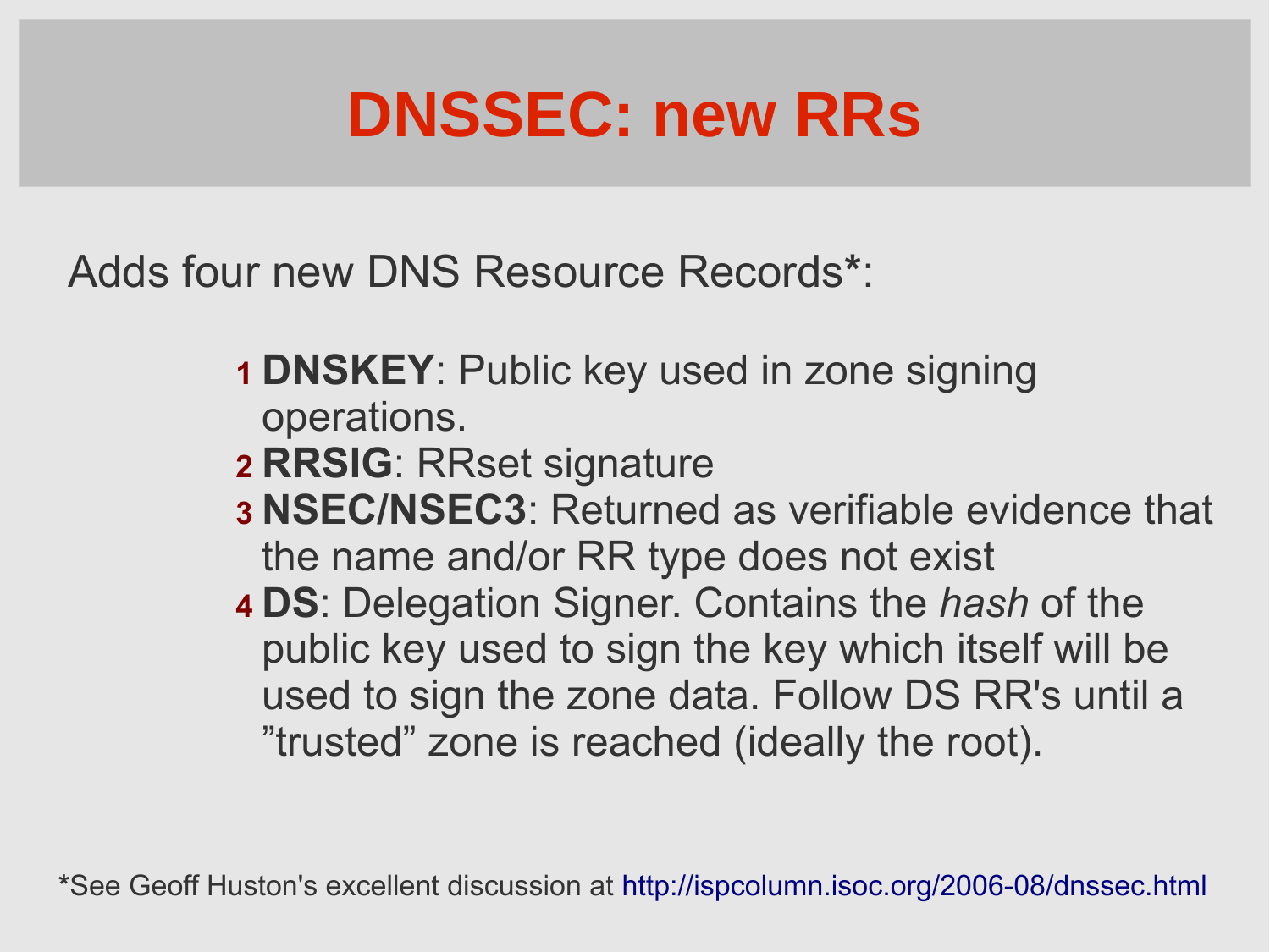# DNSSEC: new RRs

Adds four new DNS Resource Records*:

1. **DNSKEY**: Public key used in zone signing operations.
2. **RRSIG**: RRset signature
3. **NSEC/NSEC3**: Returned as verifiable evidence that the name and/or RR type does not exist
4. **DS**: Delegation Signer. Contains the *hash* of the public key used to sign the key which itself will be used to sign the zone data. Follow DS RR's until a ”trusted” zone is reached (ideally the root).

*See Geoff Huston's excellent discussion at http://ispcolumn.isoc.org/2006-08/dnssec.html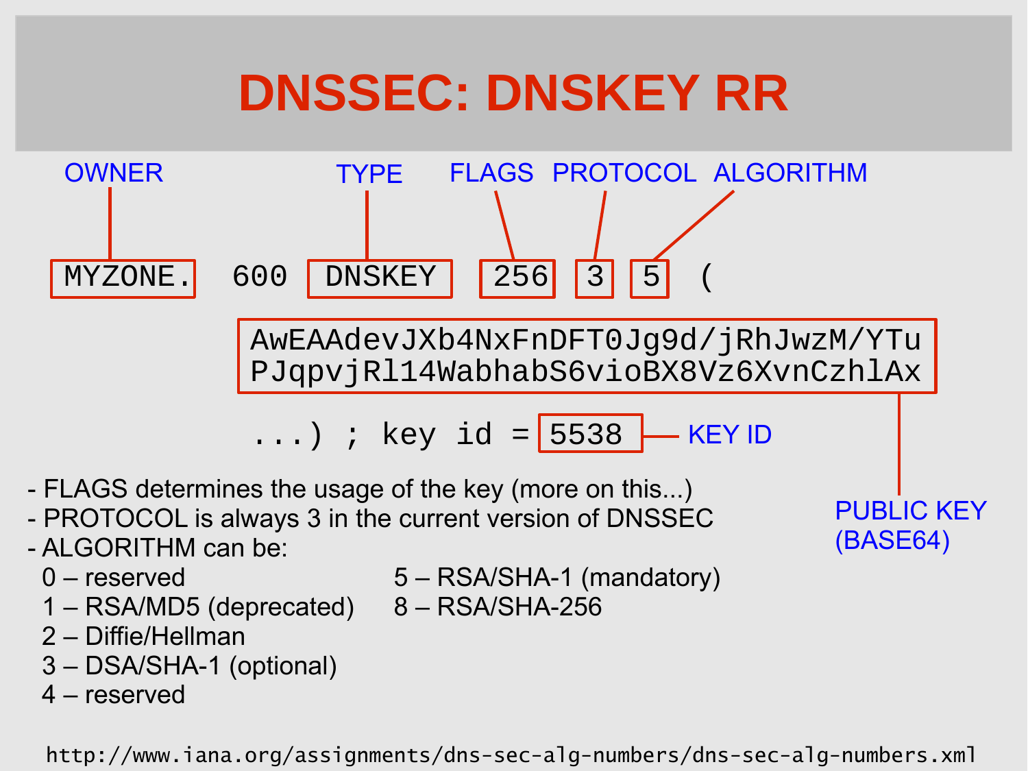# DNSSEC: DNSKEY RR

OWNER TYPE FLAGS PROTOCOL ALGORITHM

```
MYZONE.   600  DNSKEY   256  3  5  (
        AwEAAdevJXb4NxFnDFT0Jg9d/jRhJwzM/YTu
        PJqpvjRl14WabhabS6vioBX8Vz6XvnCzhlAx
        ...) ; key id = 5538
```

KEY ID

PUBLIC KEY (BASE64)

- FLAGS determines the usage of the key (more on this...)
- PROTOCOL is always 3 in the current version of DNSSEC
- ALGORITHM can be:
  - 0 – reserved
  - 1 – RSA/MD5 (deprecated)
  - 2 – Diffie/Hellman
  - 3 – DSA/SHA-1 (optional)
  - 4 – reserved
  - 5 – RSA/SHA-1 (mandatory)
  - 8 – RSA/SHA-256

http://www.iana.org/assignments/dns-sec-alg-numbers/dns-sec-alg-numbers.xml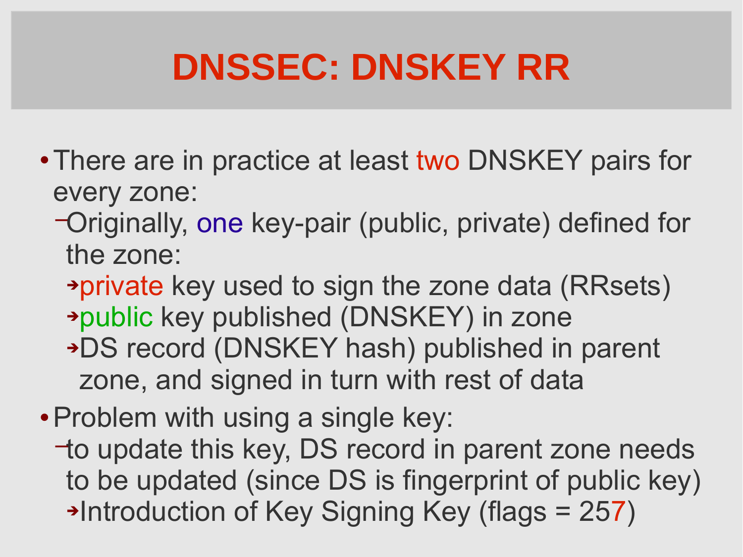# DNSSEC: DNSKEY RR

- There are in practice at least two DNSKEY pairs for every zone:
  - Originally, one key-pair (public, private) defined for the zone:
    - private key used to sign the zone data (RRsets)
    - public key published (DNSKEY) in zone
    - DS record (DNSKEY hash) published in parent zone, and signed in turn with rest of data
- Problem with using a single key:
  - to update this key, DS record in parent zone needs to be updated (since DS is fingerprint of public key)
    - Introduction of Key Signing Key (flags = 257)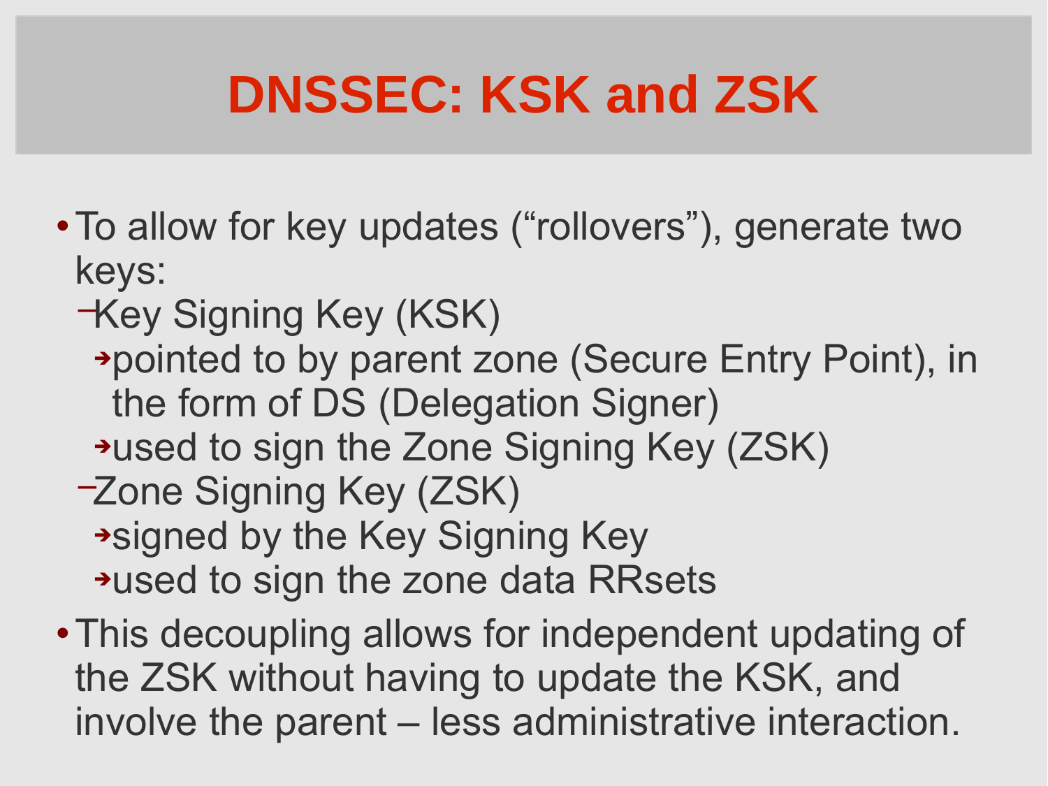# DNSSEC: KSK and ZSK

- To allow for key updates (“rollovers”), generate two keys:
  - Key Signing Key (KSK)
    - pointed to by parent zone (Secure Entry Point), in the form of DS (Delegation Signer)
    - used to sign the Zone Signing Key (ZSK)
  - Zone Signing Key (ZSK)
    - signed by the Key Signing Key
    - used to sign the zone data RRsets
- This decoupling allows for independent updating of the ZSK without having to update the KSK, and involve the parent – less administrative interaction.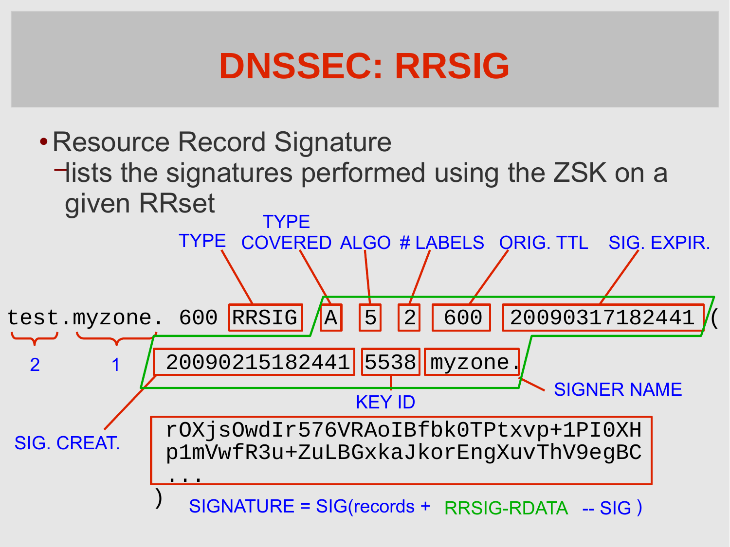# DNSSEC: RRSIG

- Resource Record Signature
  - lists the signatures performed using the ZSK on a given RRset

```
test.myzone. 600 RRSIG A 5 2 600 20090317182441 (
        20090215182441 5538 myzone.
        rOXjsOwdIr576VRAoIBfbk0TPtxvp+1PI0XH
        p1mVwfR3u+ZuLBGxkaJkorEngXuvThV9egBC
        ...
)
```

Labels:

- test = 2, myzone = 1 (label count)
- RRSIG: TYPE
- A: TYPE COVERED
- 5: ALGO
- 2: # LABELS
- 600: ORIG. TTL
- 20090317182441: SIG. EXPIR.
- 20090215182441: SIG. CREAT.
- 5538: KEY ID
- myzone.: SIGNER NAME

SIGNATURE = SIG(records + RRSIG-RDATA -- SIG )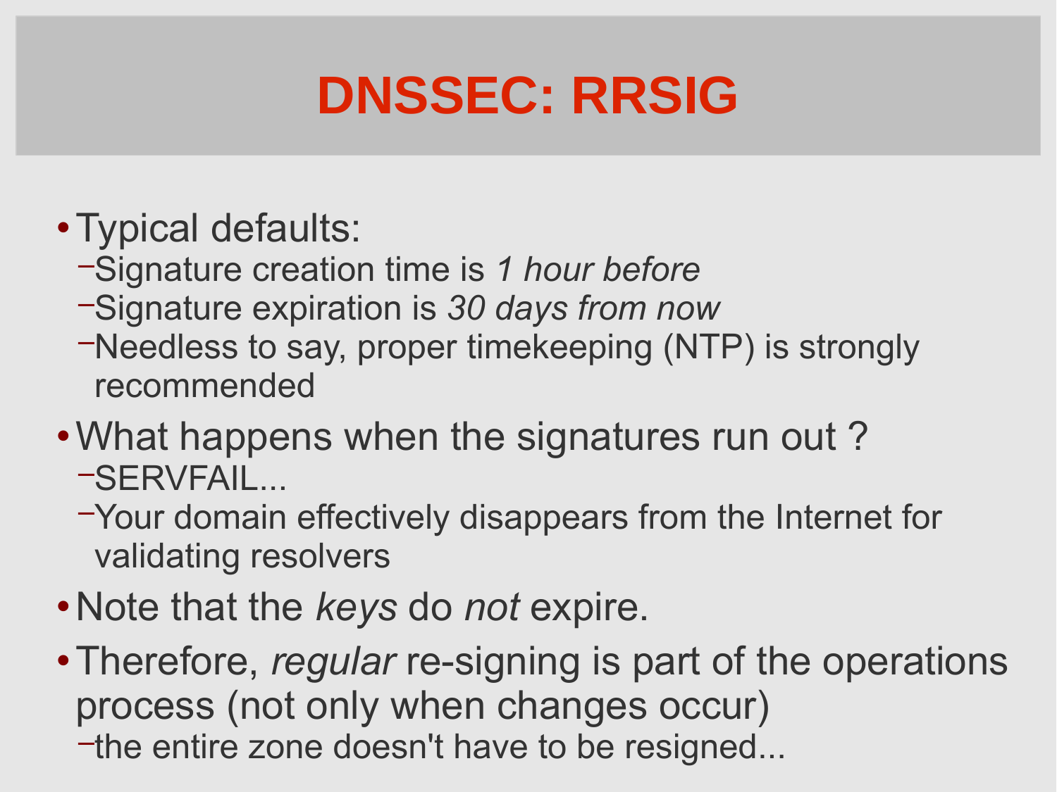# DNSSEC: RRSIG

- Typical defaults:
  - Signature creation time is *1 hour before*
  - Signature expiration is *30 days from now*
  - Needless to say, proper timekeeping (NTP) is strongly recommended
- What happens when the signatures run out ?
  - SERVFAIL...
  - Your domain effectively disappears from the Internet for validating resolvers
- Note that the *keys* do *not* expire.
- Therefore, *regular* re-signing is part of the operations process (not only when changes occur)
  - the entire zone doesn't have to be resigned...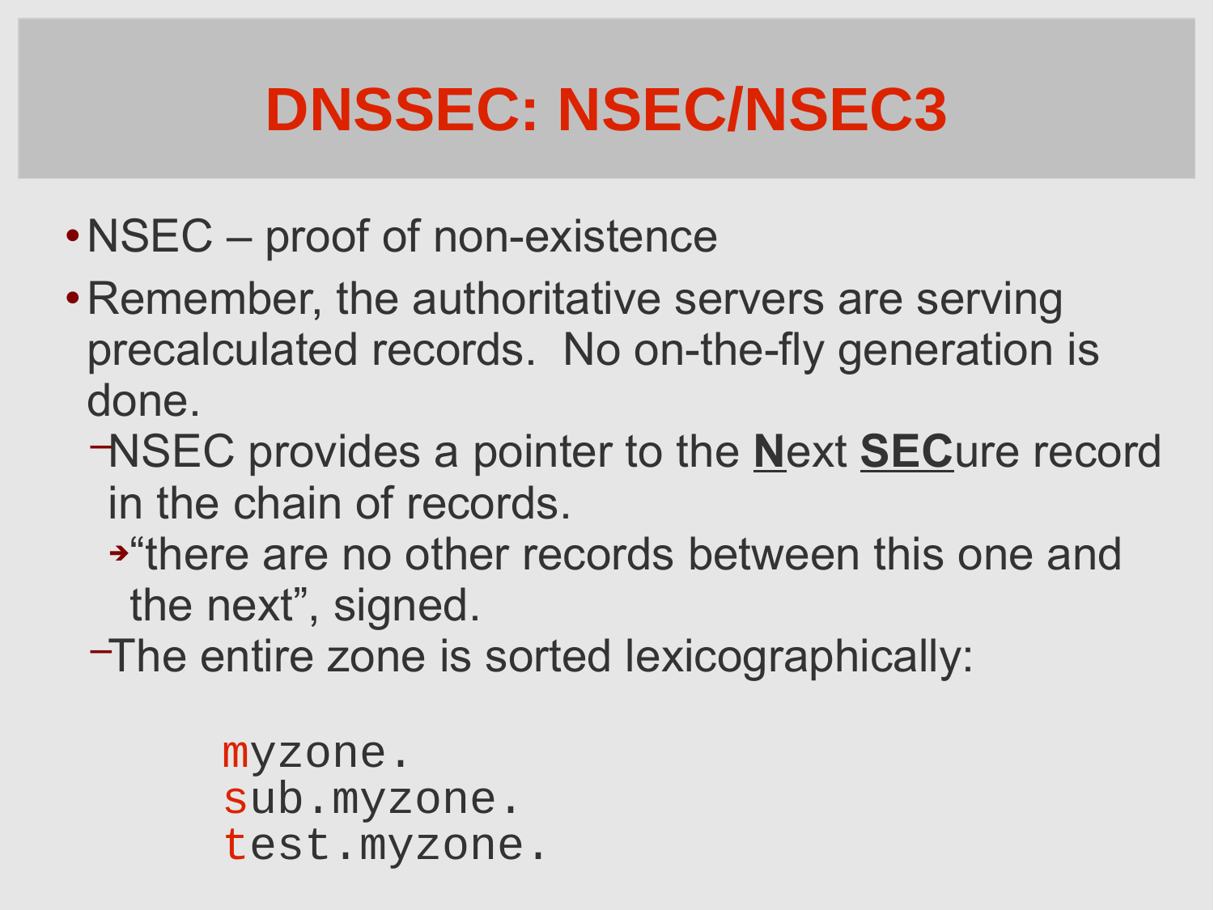# DNSSEC: NSEC/NSEC3

- NSEC – proof of non-existence
- Remember, the authoritative servers are serving precalculated records. No on-the-fly generation is done.
  - NSEC provides a pointer to the **N**ext **SEC**ure record in the chain of records.
    - "there are no other records between this one and the next", signed.
  - The entire zone is sorted lexicographically:

```
myzone.
sub.myzone.
test.myzone.
```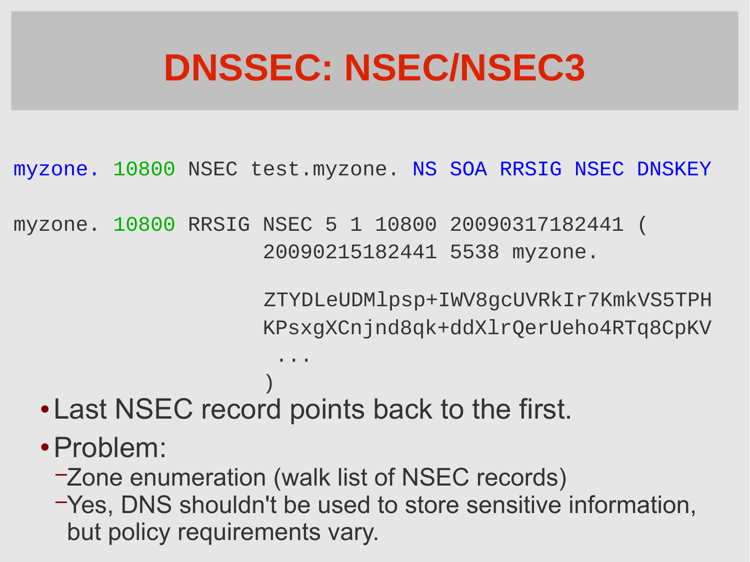# DNSSEC: NSEC/NSEC3

```
myzone. 10800 NSEC test.myzone. NS SOA RRSIG NSEC DNSKEY

myzone. 10800 RRSIG NSEC 5 1 10800 20090317182441 (
                    20090215182441 5538 myzone.

                    ZTYDLeUDMlpsp+IWV8gcUVRkIr7KmkVS5TPH
                    KPsxgXCnjnd8qk+ddXlrQerUeho4RTq8CpKV
                     ...
                    )
```

- Last NSEC record points back to the first.
- Problem:
  - Zone enumeration (walk list of NSEC records)
  - Yes, DNS shouldn't be used to store sensitive information, but policy requirements vary.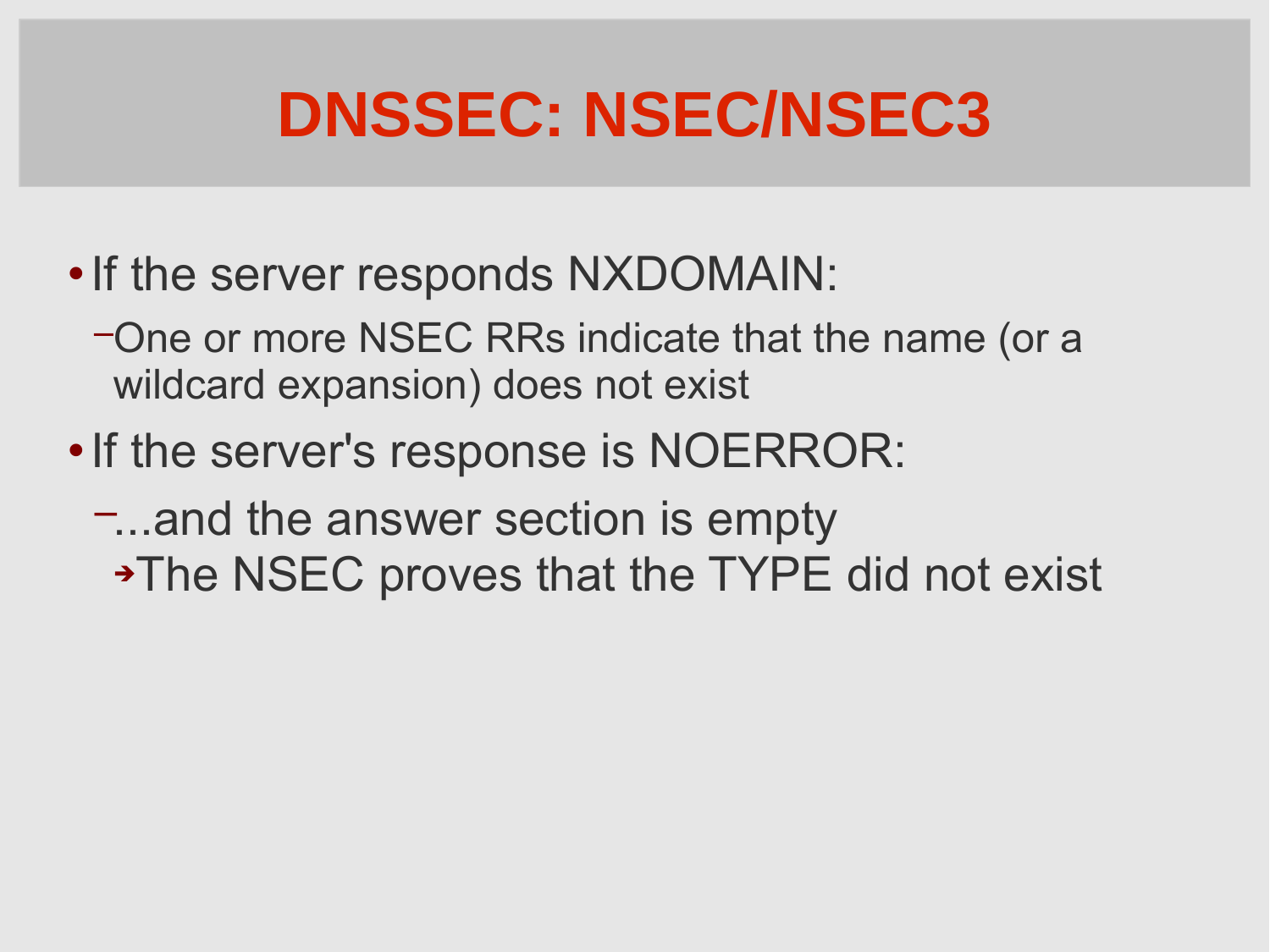# DNSSEC: NSEC/NSEC3

- If the server responds NXDOMAIN:
  - One or more NSEC RRs indicate that the name (or a wildcard expansion) does not exist
- If the server's response is NOERROR:
  - ...and the answer section is empty
    - The NSEC proves that the TYPE did not exist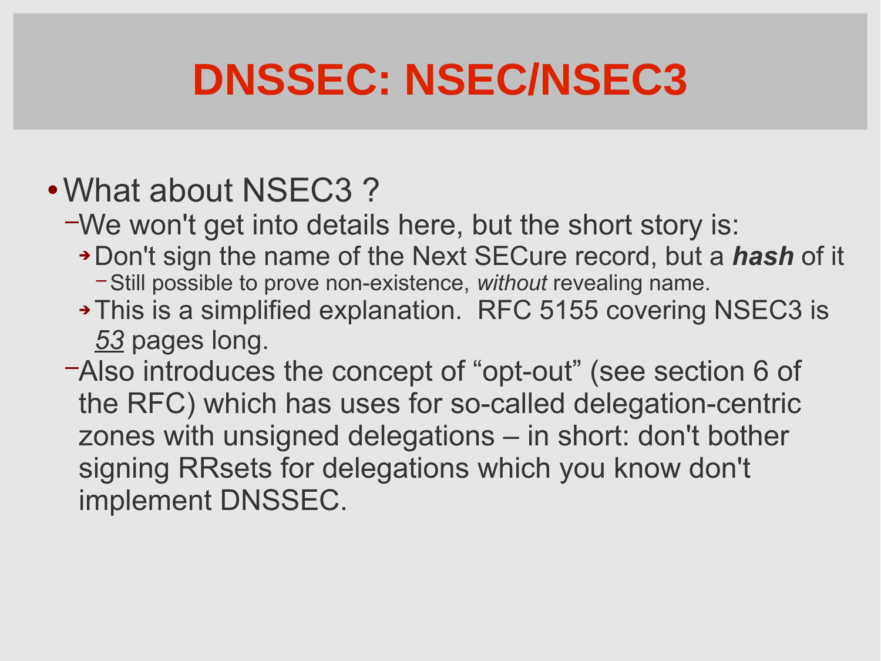# DNSSEC: NSEC/NSEC3

- What about NSEC3 ?
  - We won't get into details here, but the short story is:
    - Don't sign the name of the Next SECure record, but a ***hash*** of it
      - Still possible to prove non-existence, *without* revealing name.
    - This is a simplified explanation. RFC 5155 covering NSEC3 is *53* pages long.
  - Also introduces the concept of “opt-out” (see section 6 of the RFC) which has uses for so-called delegation-centric zones with unsigned delegations – in short: don't bother signing RRsets for delegations which you know don't implement DNSSEC.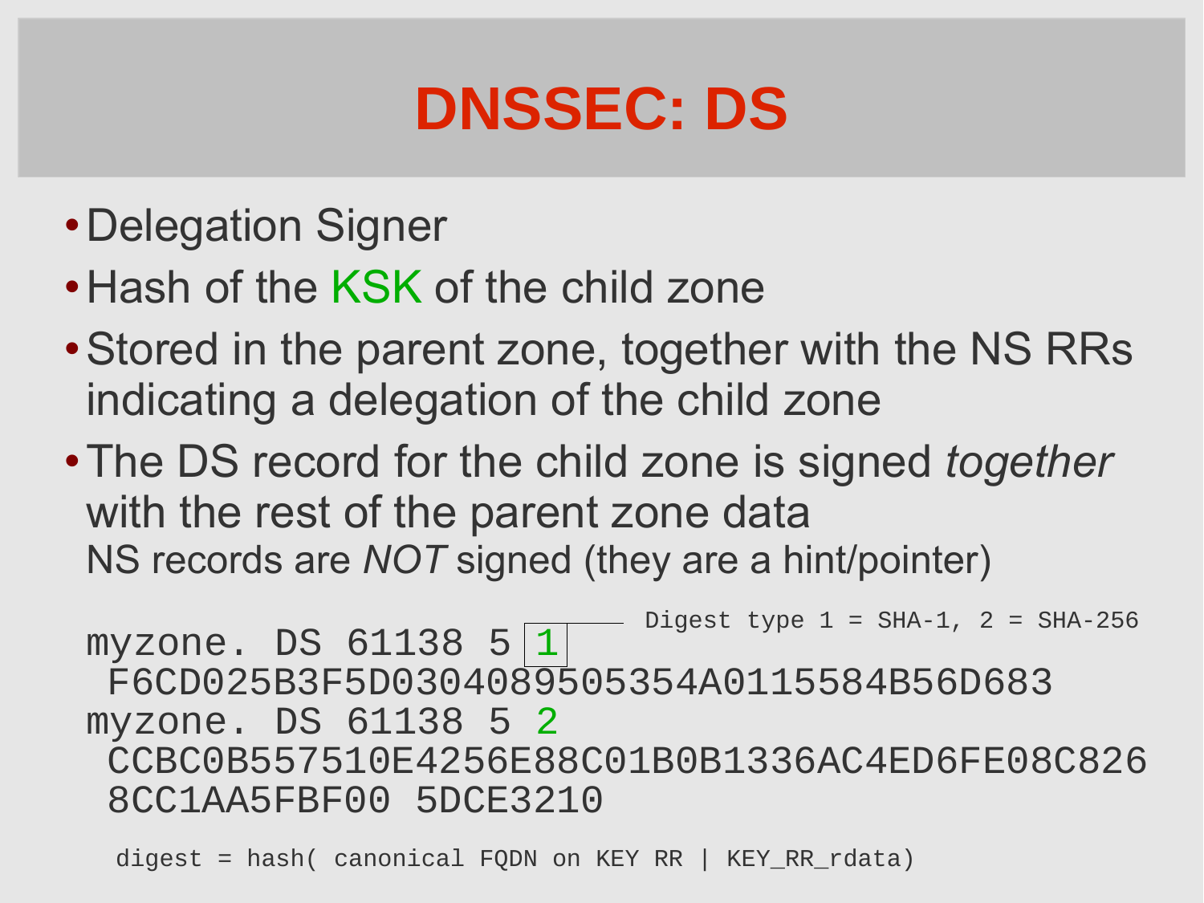# DNSSEC: DS

- Delegation Signer
- Hash of the KSK of the child zone
- Stored in the parent zone, together with the NS RRs indicating a delegation of the child zone
- The DS record for the child zone is signed *together* with the rest of the parent zone data

  NS records are *NOT* signed (they are a hint/pointer)

Digest type 1 = SHA-1, 2 = SHA-256

```
myzone. DS 61138 5 1
 F6CD025B3F5D0304089505354A0115584B56D683
myzone. DS 61138 5 2
 CCBC0B557510E4256E88C01B0B1336AC4ED6FE08C826
 8CC1AA5FBF00 5DCE3210
```

digest = hash( canonical FQDN on KEY RR | KEY_RR_rdata)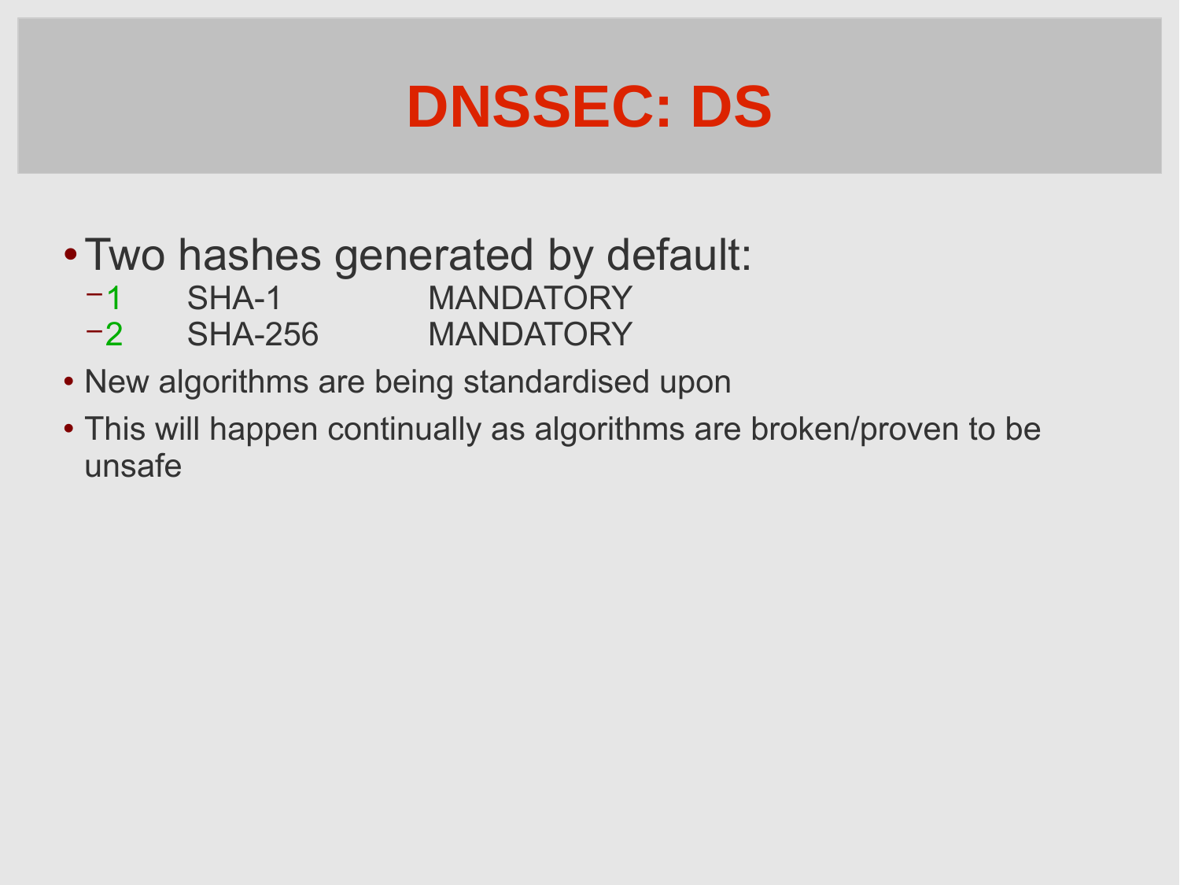# DNSSEC: DS

- Two hashes generated by default:
  - 1 SHA-1 MANDATORY
  - 2 SHA-256 MANDATORY
- New algorithms are being standardised upon
- This will happen continually as algorithms are broken/proven to be unsafe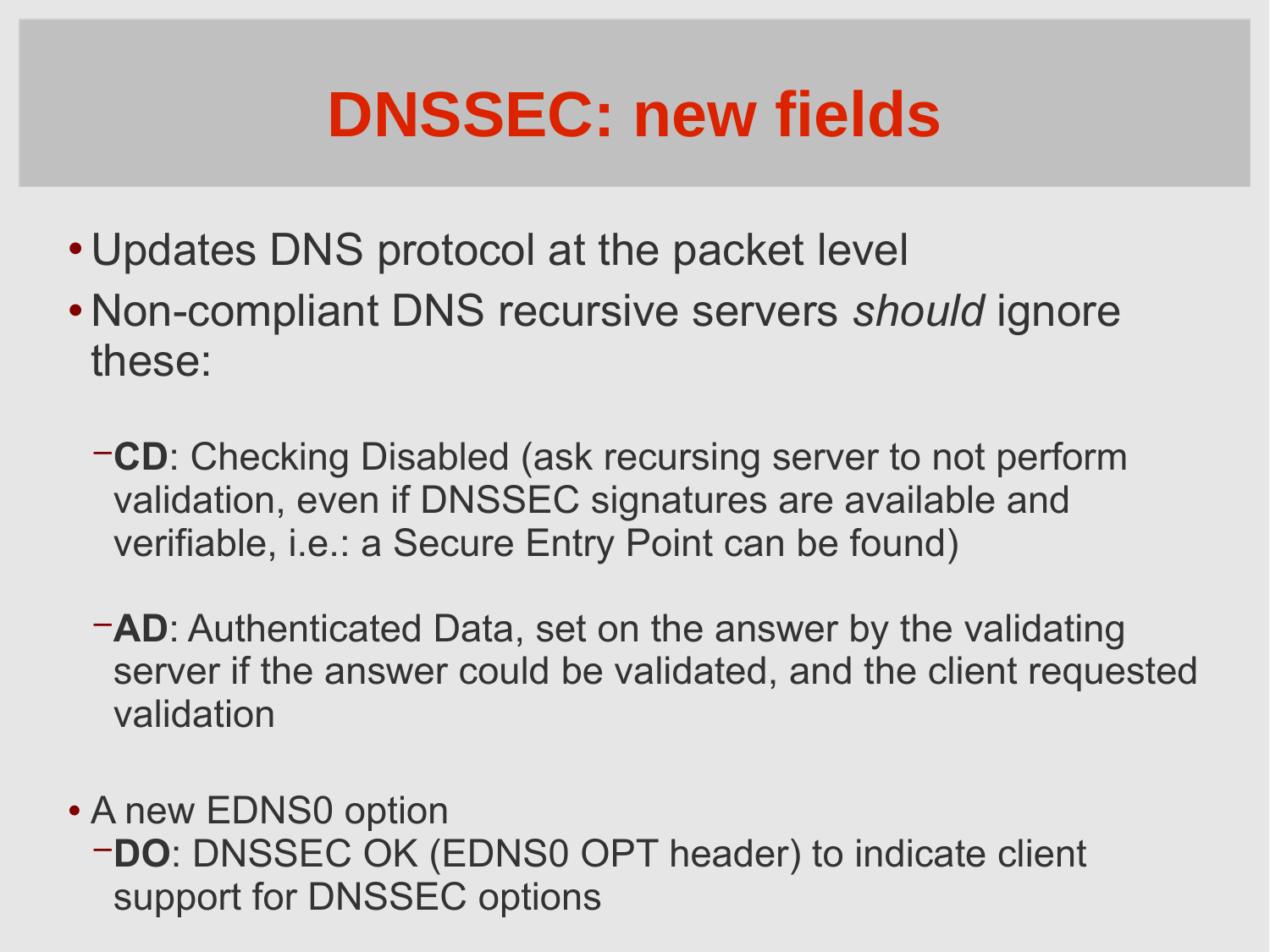# DNSSEC: new fields

- Updates DNS protocol at the packet level
- Non-compliant DNS recursive servers *should* ignore these:
  - **CD**: Checking Disabled (ask recursing server to not perform validation, even if DNSSEC signatures are available and verifiable, i.e.: a Secure Entry Point can be found)
  - **AD**: Authenticated Data, set on the answer by the validating server if the answer could be validated, and the client requested validation
- A new EDNS0 option
  - **DO**: DNSSEC OK (EDNS0 OPT header) to indicate client support for DNSSEC options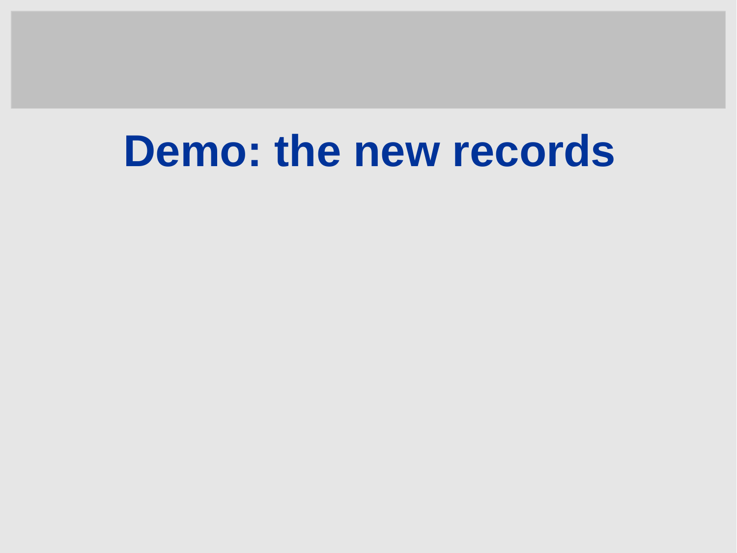# Demo: the new records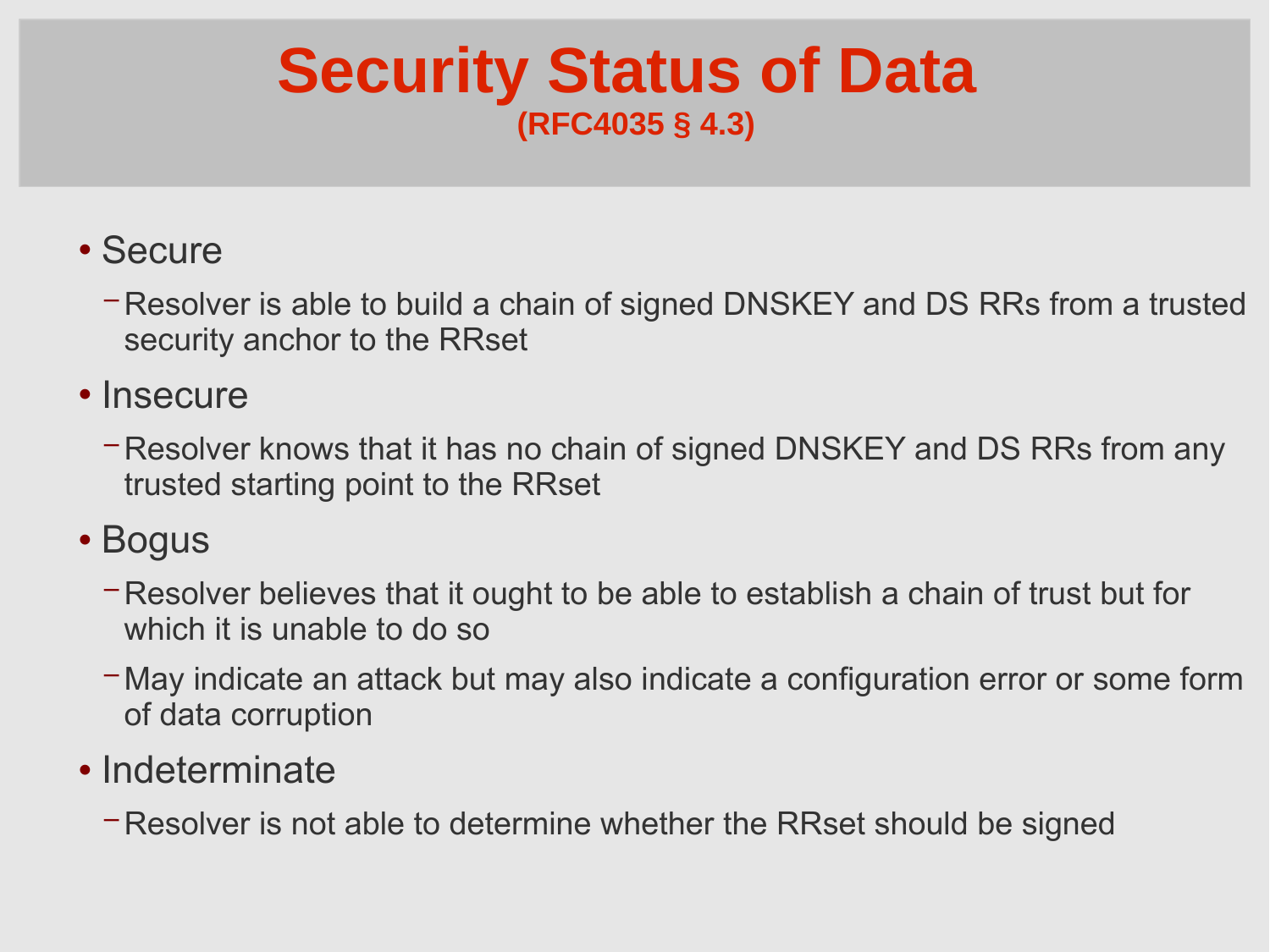# Security Status of Data

**(RFC4035 § 4.3)**

- Secure
  - Resolver is able to build a chain of signed DNSKEY and DS RRs from a trusted security anchor to the RRset
- Insecure
  - Resolver knows that it has no chain of signed DNSKEY and DS RRs from any trusted starting point to the RRset
- Bogus
  - Resolver believes that it ought to be able to establish a chain of trust but for which it is unable to do so
  - May indicate an attack but may also indicate a configuration error or some form of data corruption
- Indeterminate
  - Resolver is not able to determine whether the RRset should be signed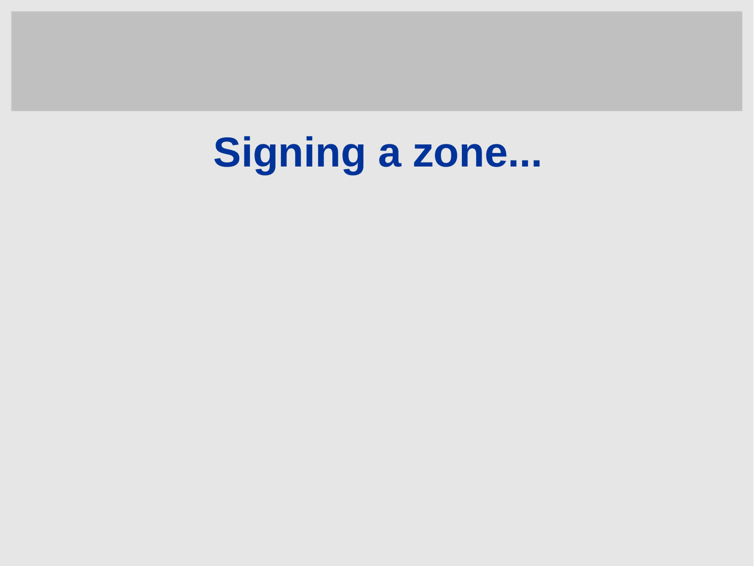# Signing a zone...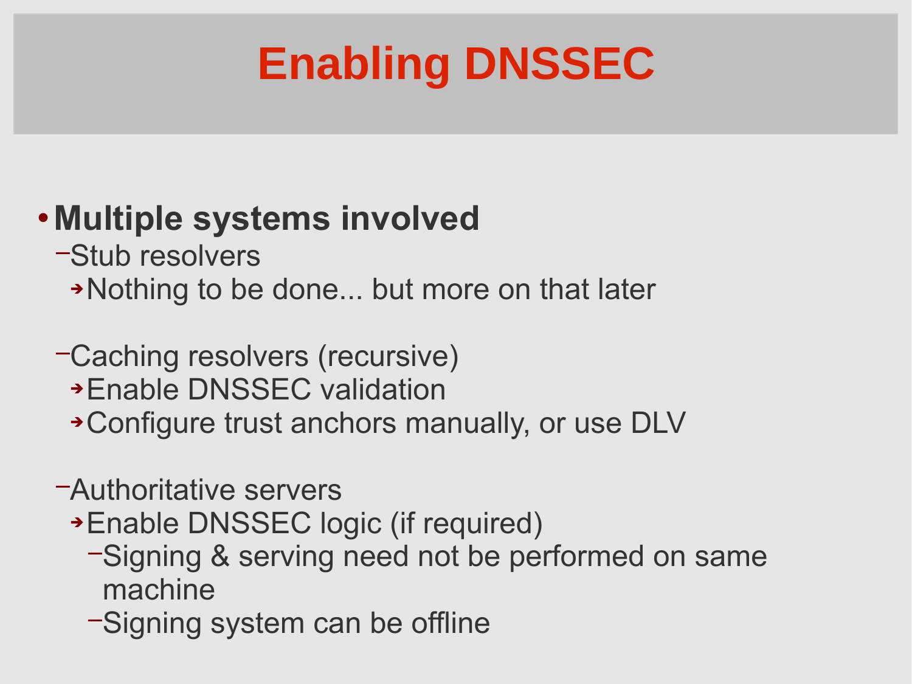# Enabling DNSSEC

- **Multiple systems involved**
  - Stub resolvers
    - Nothing to be done... but more on that later
  - Caching resolvers (recursive)
    - Enable DNSSEC validation
    - Configure trust anchors manually, or use DLV
  - Authoritative servers
    - Enable DNSSEC logic (if required)
      - Signing & serving need not be performed on same machine
      - Signing system can be offline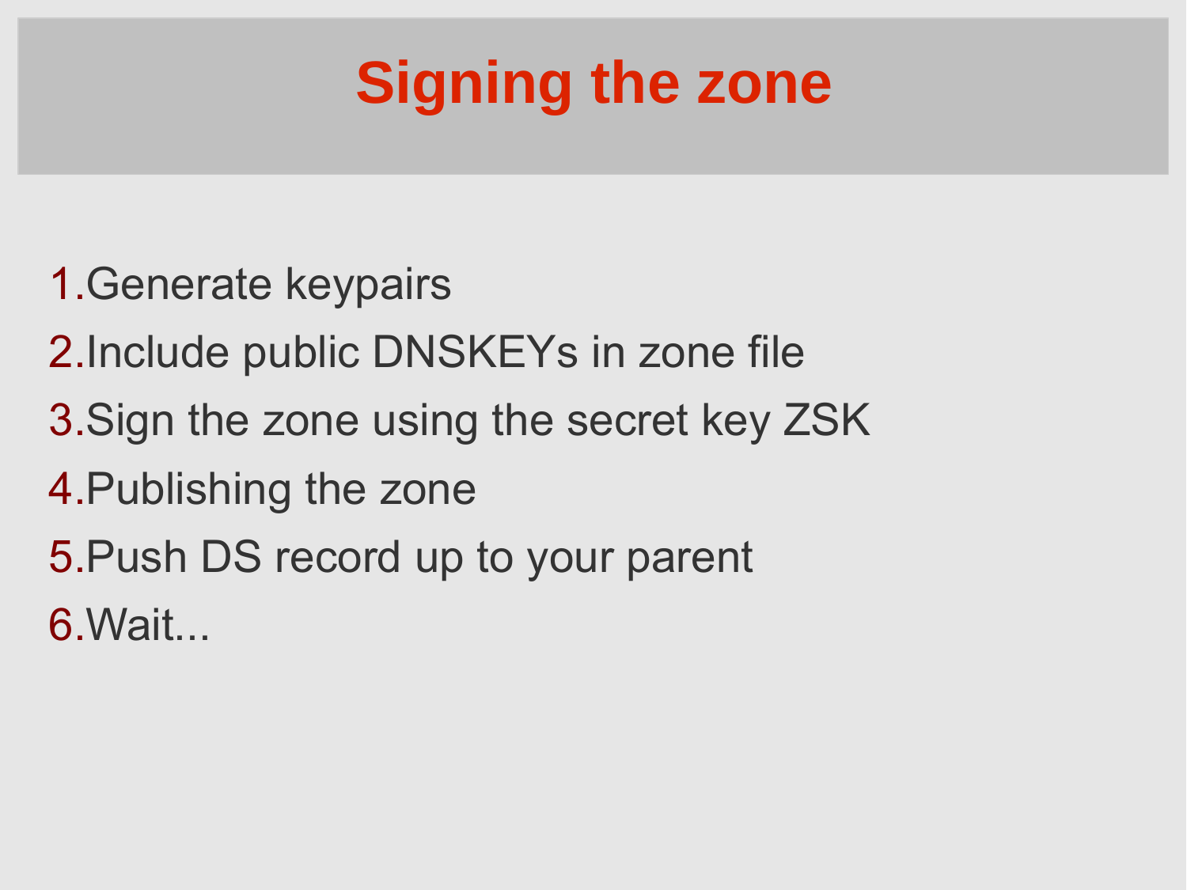# Signing the zone

1. Generate keypairs
2. Include public DNSKEYs in zone file
3. Sign the zone using the secret key ZSK
4. Publishing the zone
5. Push DS record up to your parent
6. Wait...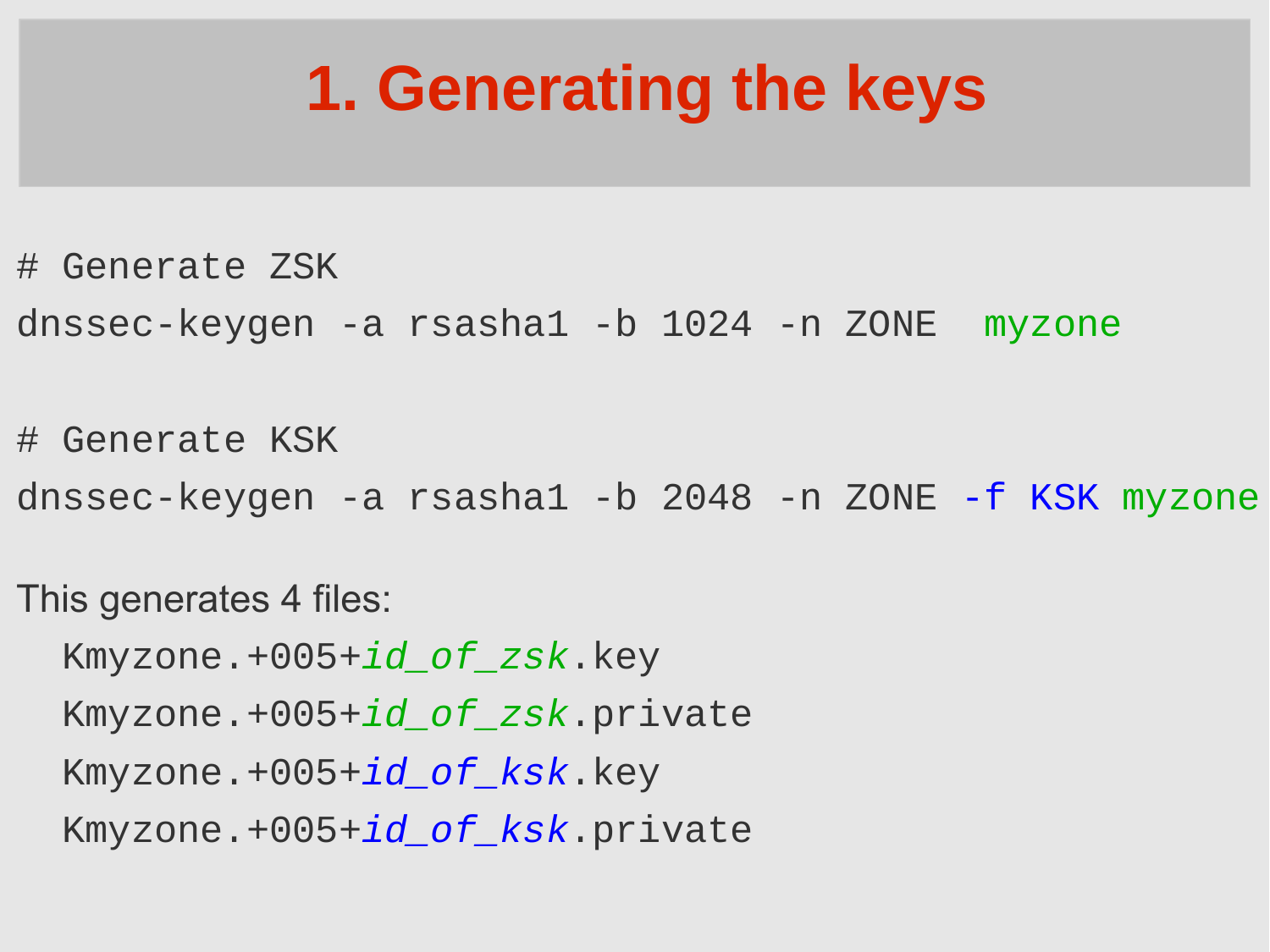# 1. Generating the keys

```
# Generate ZSK
dnssec-keygen -a rsasha1 -b 1024 -n ZONE  myzone

# Generate KSK
dnssec-keygen -a rsasha1 -b 2048 -n ZONE -f KSK myzone
```

This generates 4 files:

```
  Kmyzone.+005+id_of_zsk.key
  Kmyzone.+005+id_of_zsk.private
  Kmyzone.+005+id_of_ksk.key
  Kmyzone.+005+id_of_ksk.private
```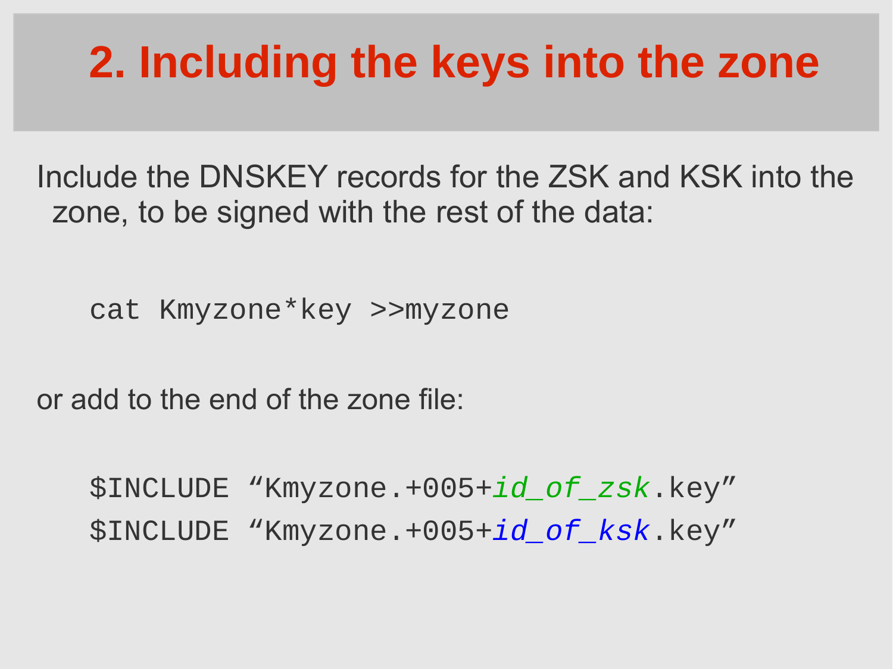# 2. Including the keys into the zone

Include the DNSKEY records for the ZSK and KSK into the zone, to be signed with the rest of the data:

```
cat Kmyzone*key >>myzone
```

or add to the end of the zone file:

```
$INCLUDE "Kmyzone.+005+id_of_zsk.key"
$INCLUDE "Kmyzone.+005+id_of_ksk.key"
```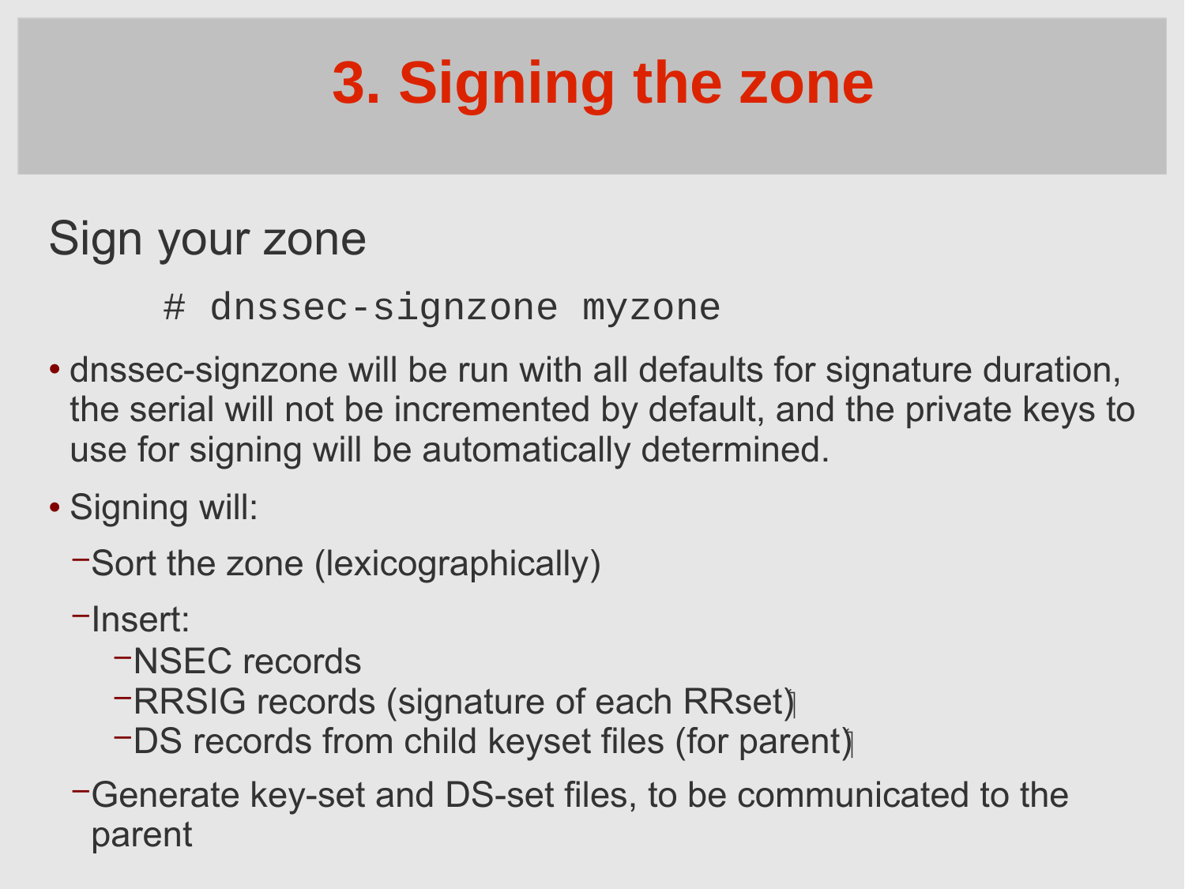# 3. Signing the zone

## Sign your zone

```
# dnssec-signzone myzone
```

- dnssec-signzone will be run with all defaults for signature duration, the serial will not be incremented by default, and the private keys to use for signing will be automatically determined.
- Signing will:
  - Sort the zone (lexicographically)
  - Insert:
    - NSEC records
    - RRSIG records (signature of each RRset)
    - DS records from child keyset files (for parent)
  - Generate key-set and DS-set files, to be communicated to the parent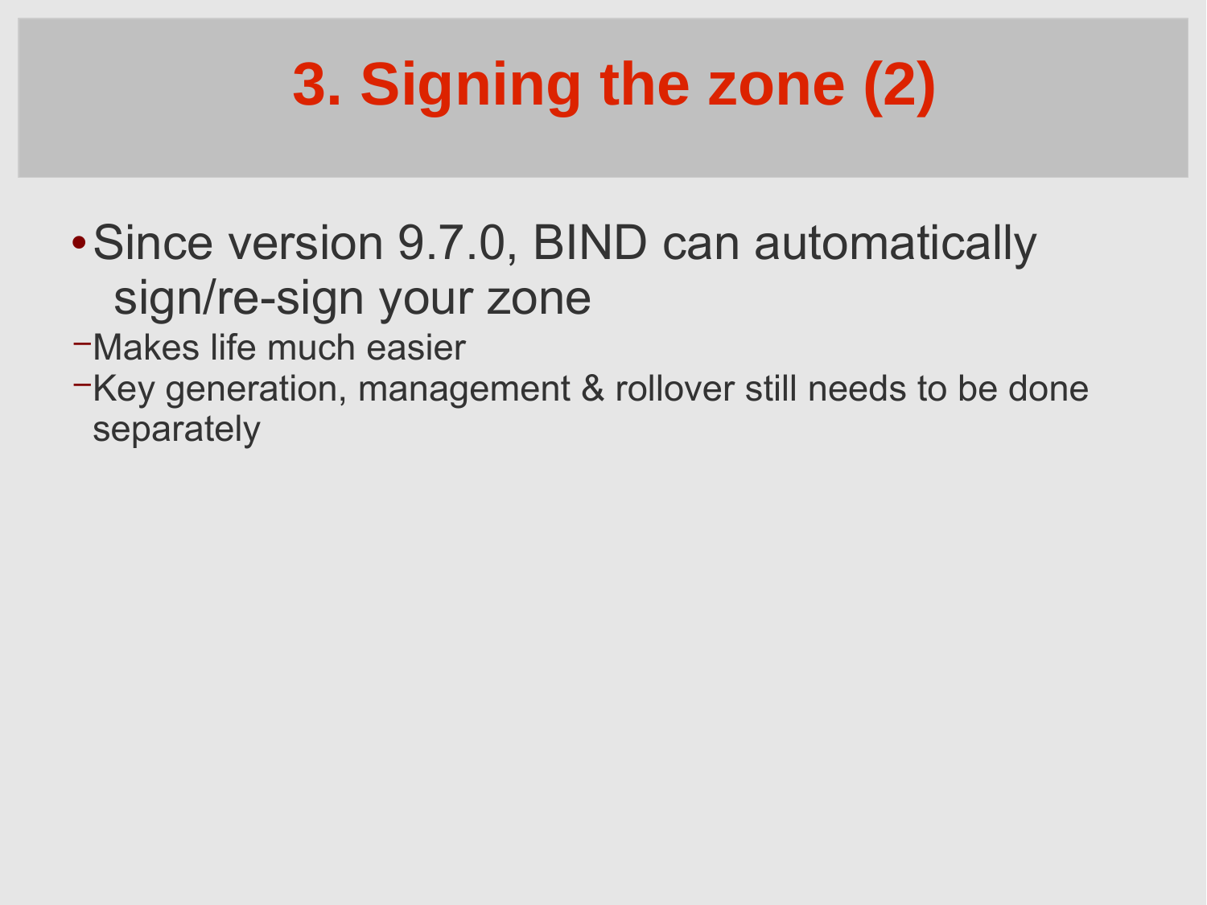# 3. Signing the zone (2)

- Since version 9.7.0, BIND can automatically sign/re-sign your zone
  - Makes life much easier
  - Key generation, management & rollover still needs to be done separately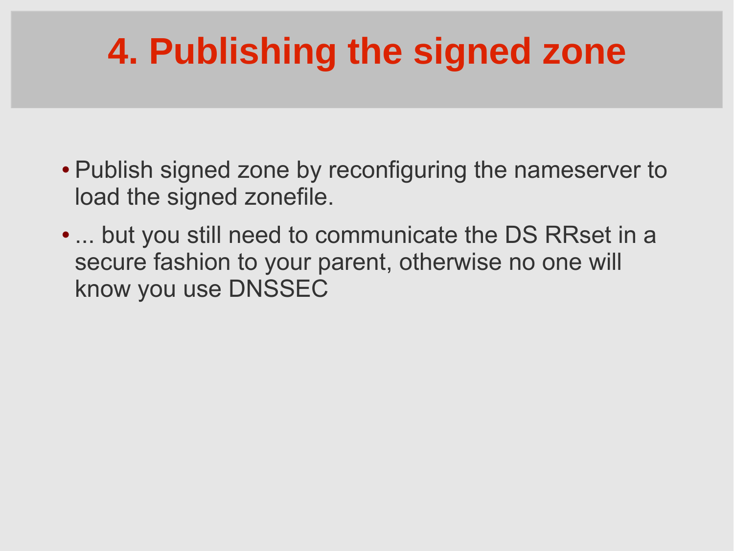# 4. Publishing the signed zone

- Publish signed zone by reconfiguring the nameserver to load the signed zonefile.
- ... but you still need to communicate the DS RRset in a secure fashion to your parent, otherwise no one will know you use DNSSEC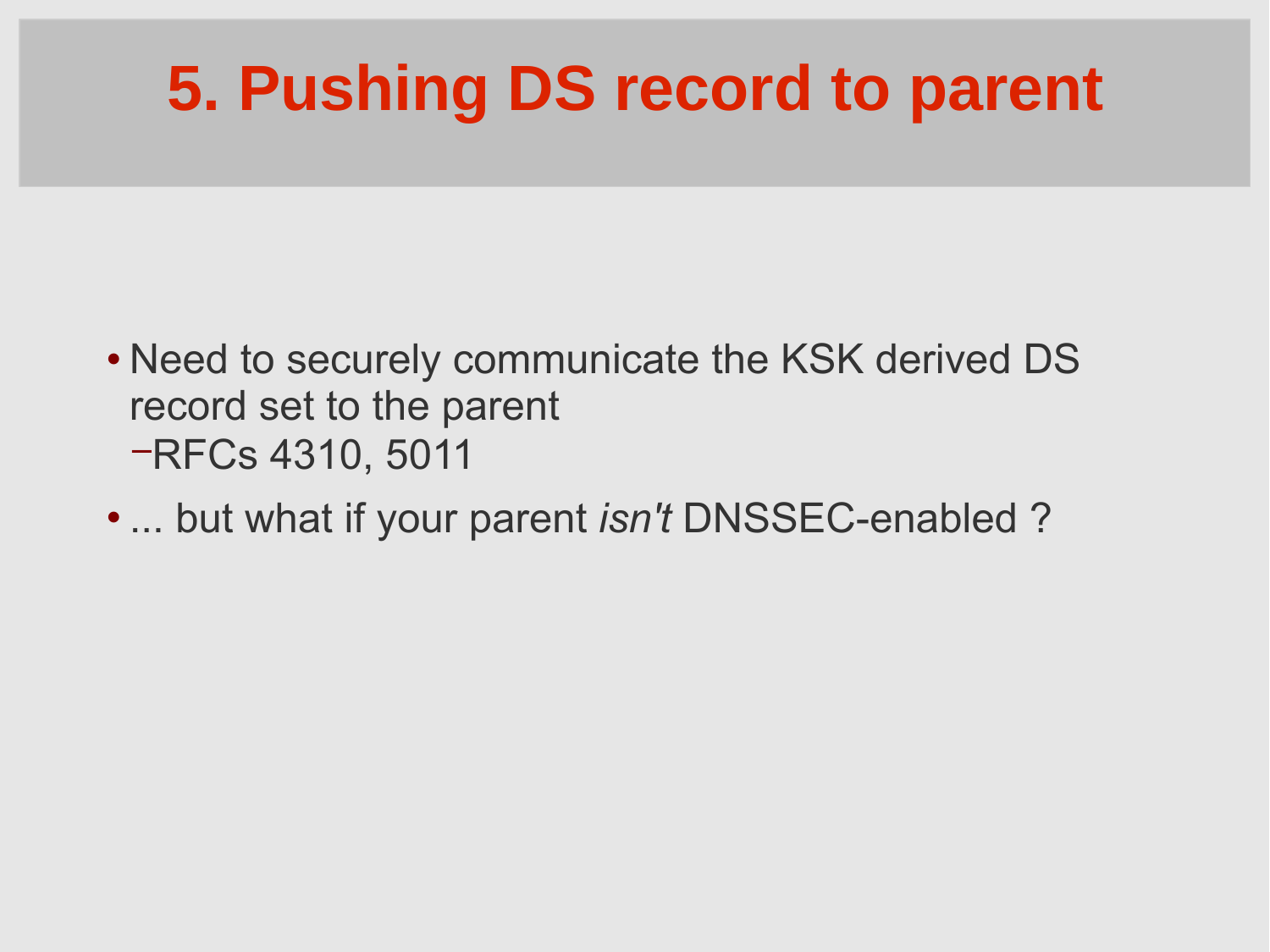# 5. Pushing DS record to parent

- Need to securely communicate the KSK derived DS record set to the parent
  - RFCs 4310, 5011
- ... but what if your parent *isn't* DNSSEC-enabled ?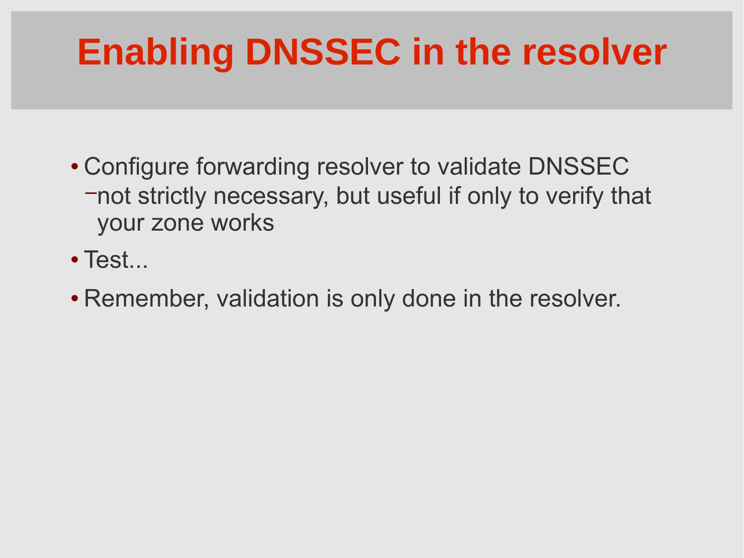# Enabling DNSSEC in the resolver

- Configure forwarding resolver to validate DNSSEC
  - not strictly necessary, but useful if only to verify that your zone works
- Test...
- Remember, validation is only done in the resolver.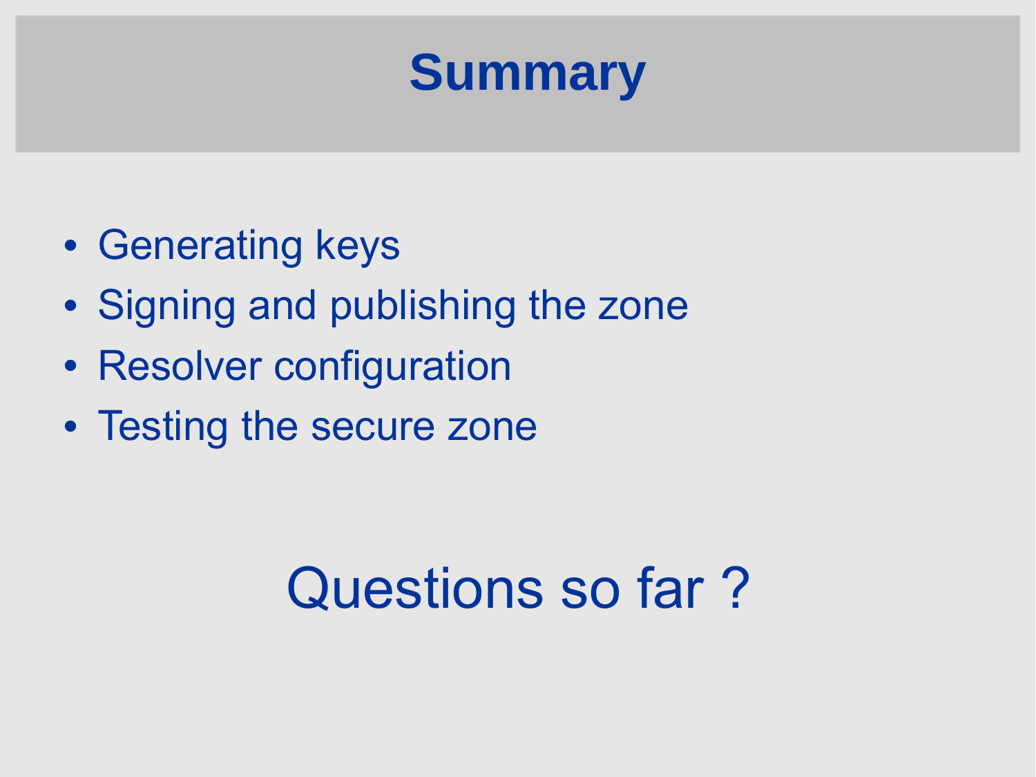# Summary

- Generating keys
- Signing and publishing the zone
- Resolver configuration
- Testing the secure zone

Questions so far ?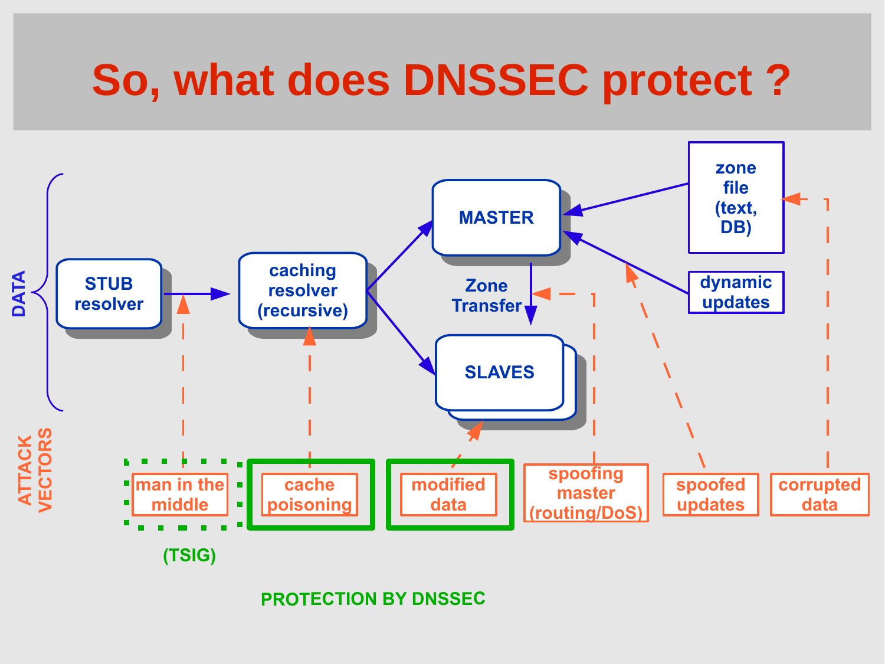# So, what does DNSSEC protect ?

DATA

STUB resolver → caching resolver (recursive) → MASTER / SLAVES

zone file (text, DB) → MASTER

dynamic updates → MASTER

MASTER → Zone Transfer → SLAVES

ATTACK VECTORS

- man in the middle
- cache poisoning
- modified data
- spoofing master (routing/DoS)
- spoofed updates
- corrupted data

(TSIG)

PROTECTION BY DNSSEC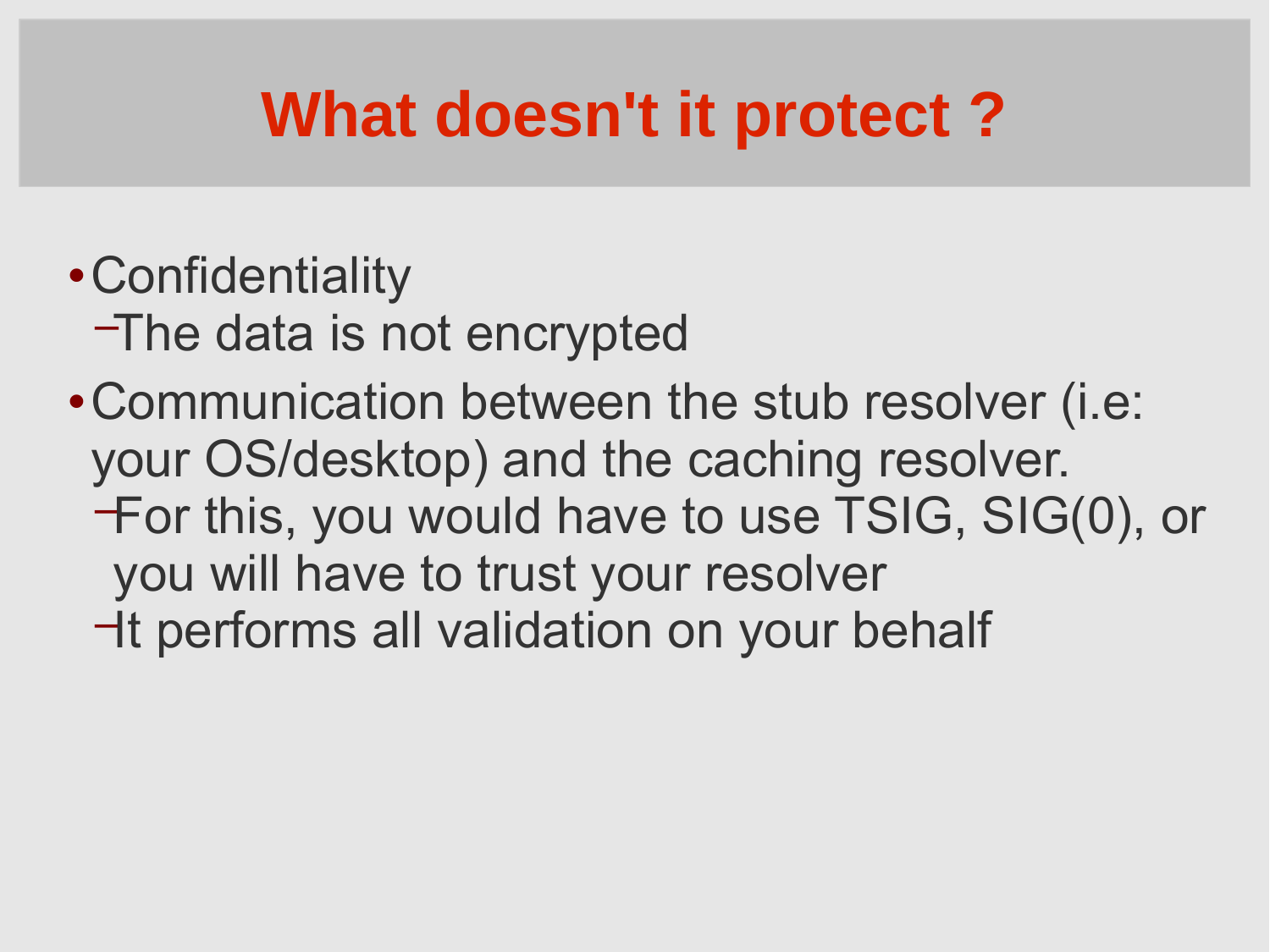# What doesn't it protect ?

- Confidentiality
  - The data is not encrypted
- Communication between the stub resolver (i.e: your OS/desktop) and the caching resolver.
  - For this, you would have to use TSIG, SIG(0), or you will have to trust your resolver
  - It performs all validation on your behalf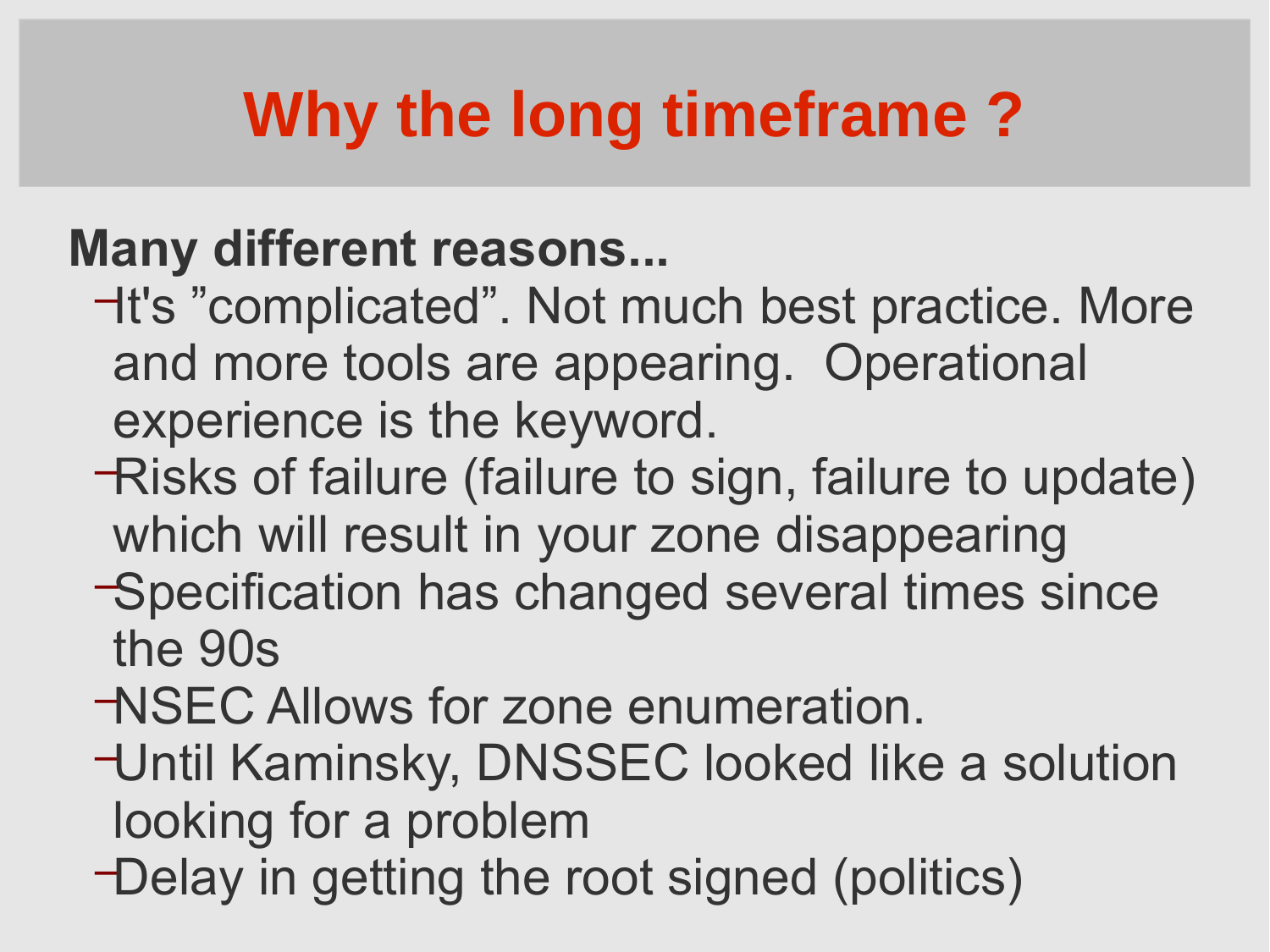# Why the long timeframe ?

**Many different reasons...**

- It's ”complicated”. Not much best practice. More and more tools are appearing.  Operational experience is the keyword.
- Risks of failure (failure to sign, failure to update) which will result in your zone disappearing
- Specification has changed several times since the 90s
- NSEC Allows for zone enumeration.
- Until Kaminsky, DNSSEC looked like a solution looking for a problem
- Delay in getting the root signed (politics)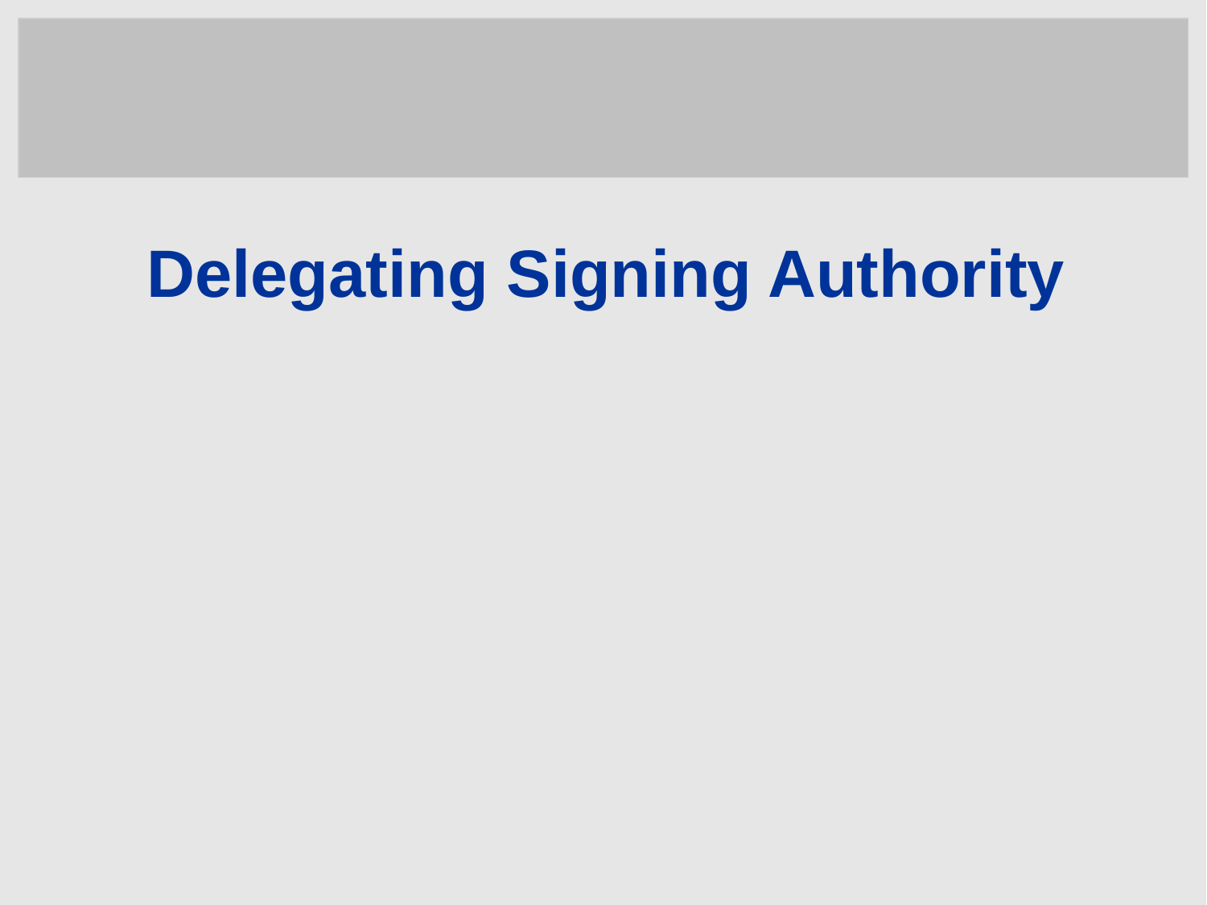# Delegating Signing Authority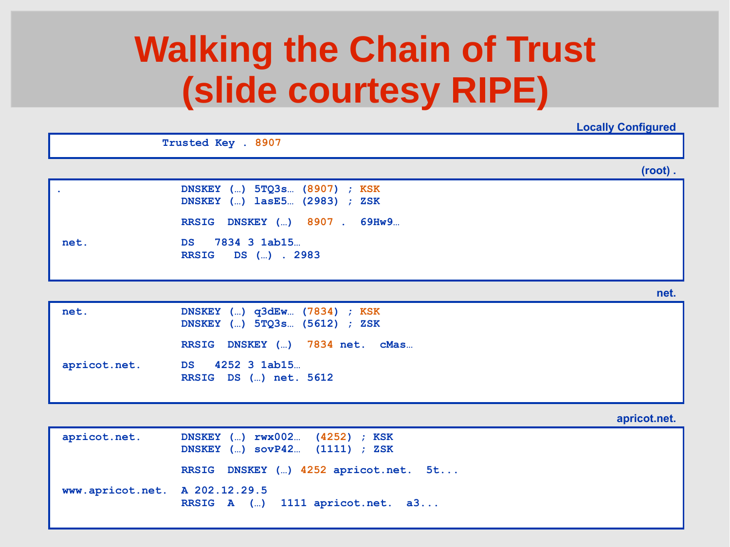# Walking the Chain of Trust (slide courtesy RIPE)

**Locally Configured**

```
                 Trusted Key . 8907
```

**(root) .**

```
.                   DNSKEY (…) 5TQ3s… (8907) ; KSK
                    DNSKEY (…) lasE5… (2983) ; ZSK

                    RRSIG  DNSKEY (…)  8907 .  69Hw9…

 net.               DS   7834 3 1ab15…
                    RRSIG   DS (…) . 2983
```

**net.**

```
 net.               DNSKEY (…) q3dEw… (7834) ; KSK
                    DNSKEY (…) 5TQ3s… (5612) ; ZSK

                    RRSIG  DNSKEY (…)  7834 net.  cMas…

 apricot.net.       DS   4252 3 1ab15…
                    RRSIG  DS (…) net. 5612
```

**apricot.net.**

```
 apricot.net.       DNSKEY (…) rwx002…  (4252) ; KSK
                    DNSKEY (…) sovP42…  (1111) ; ZSK

                    RRSIG  DNSKEY (…) 4252 apricot.net.  5t...

 www.apricot.net.   A 202.12.29.5
                    RRSIG  A  (…)  1111 apricot.net.  a3...
```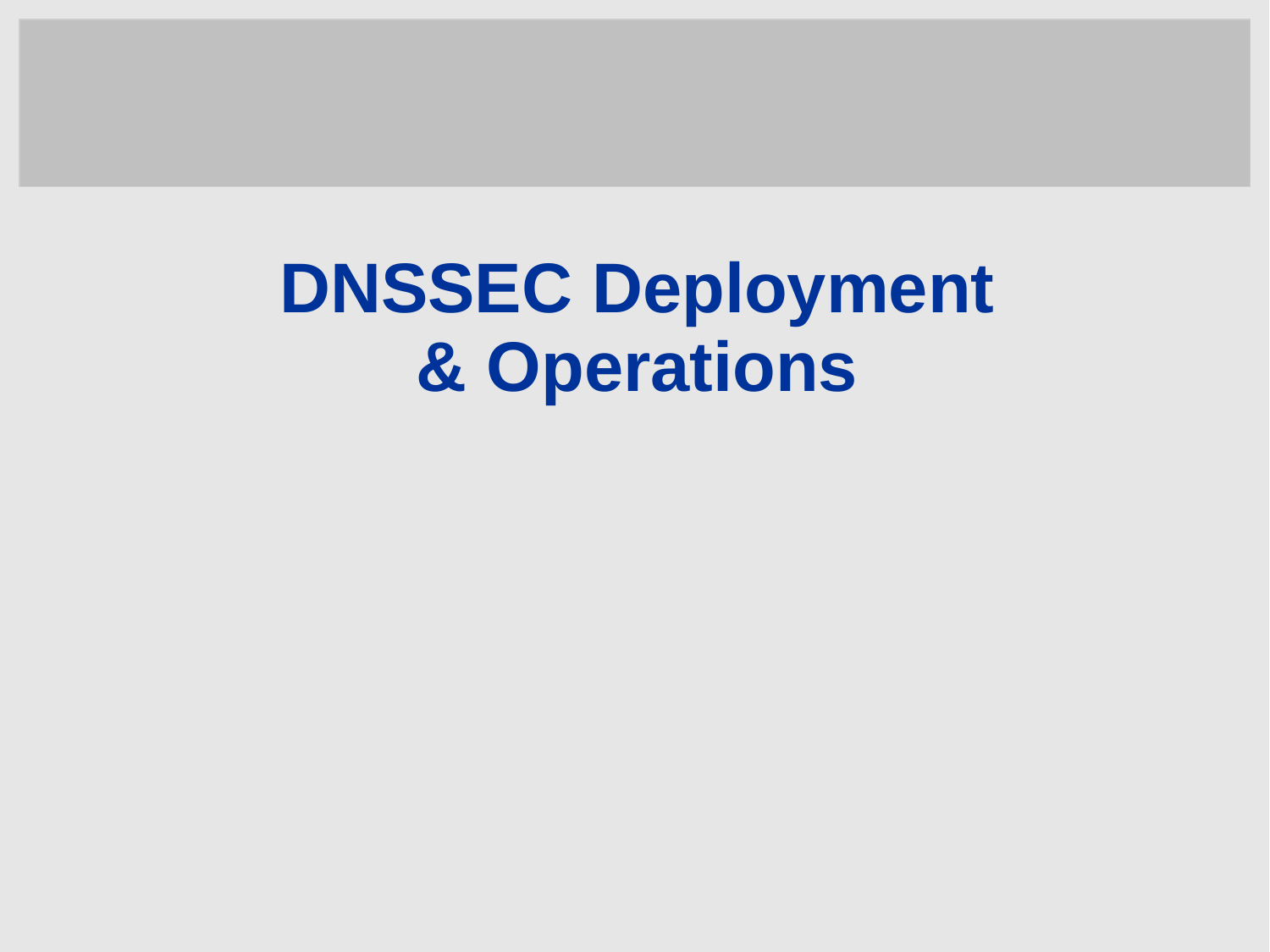# DNSSEC Deployment & Operations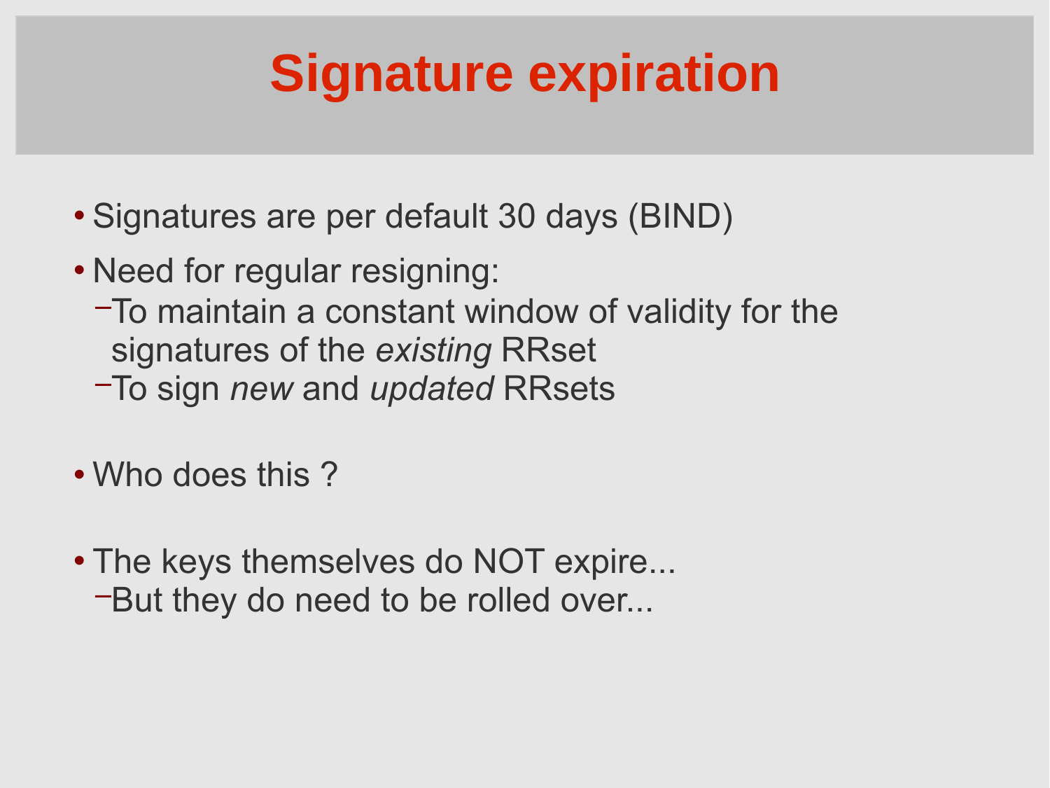# Signature expiration

- Signatures are per default 30 days (BIND)
- Need for regular resigning:
  - To maintain a constant window of validity for the signatures of the *existing* RRset
  - To sign *new* and *updated* RRsets
- Who does this ?
- The keys themselves do NOT expire...
  - But they do need to be rolled over...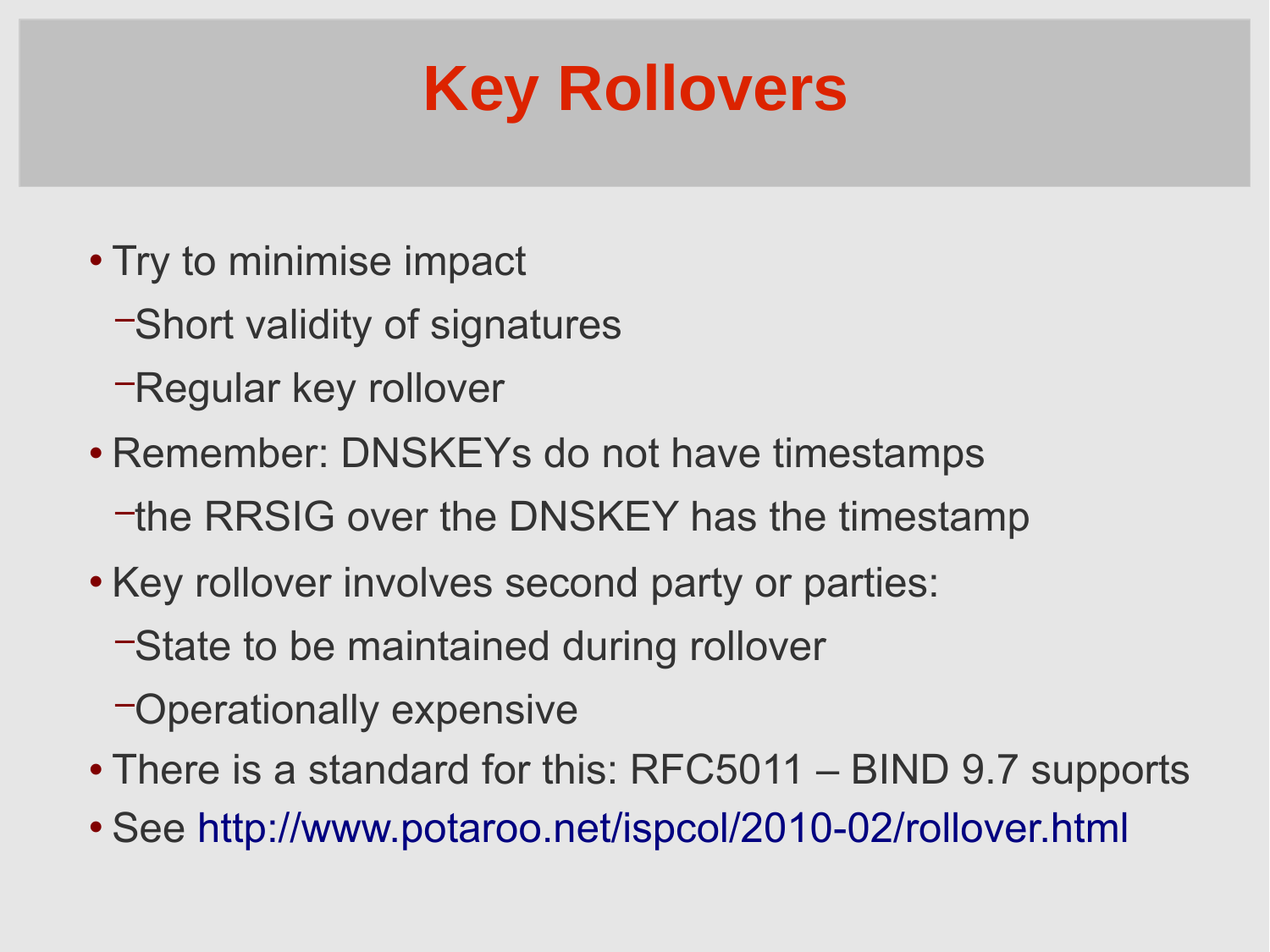# Key Rollovers

- Try to minimise impact
  - Short validity of signatures
  - Regular key rollover
- Remember: DNSKEYs do not have timestamps
  - the RRSIG over the DNSKEY has the timestamp
- Key rollover involves second party or parties:
  - State to be maintained during rollover
  - Operationally expensive
- There is a standard for this: RFC5011 – BIND 9.7 supports
- See http://www.potaroo.net/ispcol/2010-02/rollover.html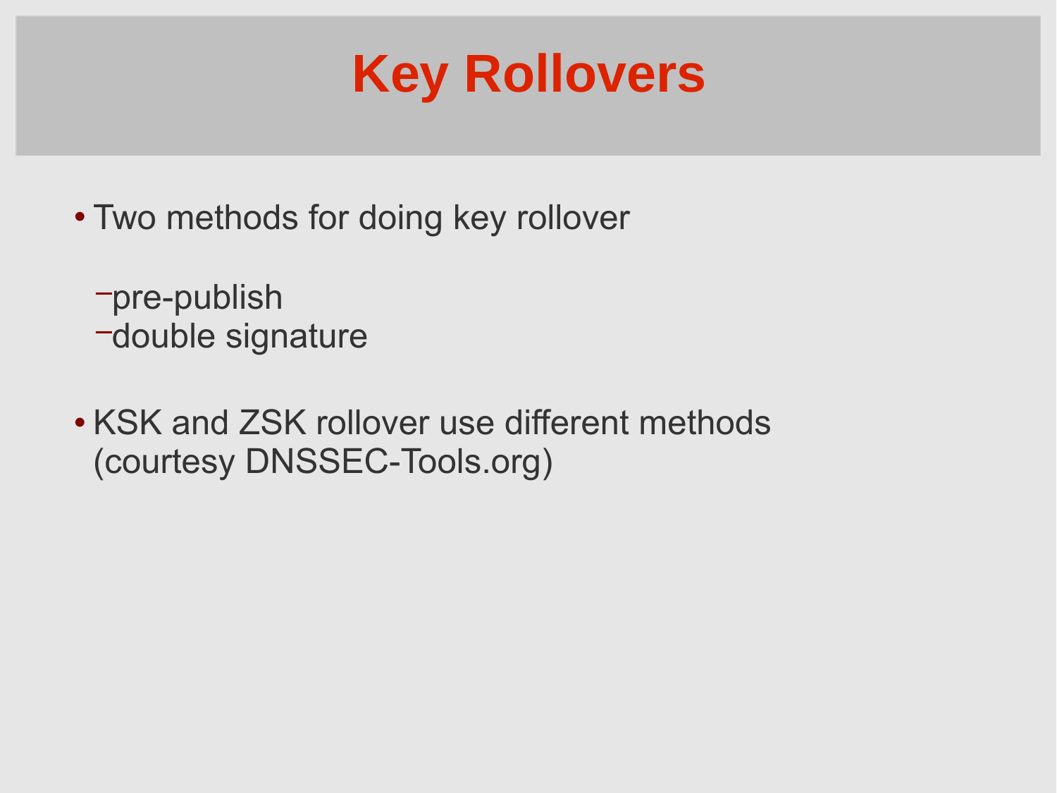# Key Rollovers

- Two methods for doing key rollover
  - pre-publish
  - double signature
- KSK and ZSK rollover use different methods (courtesy DNSSEC-Tools.org)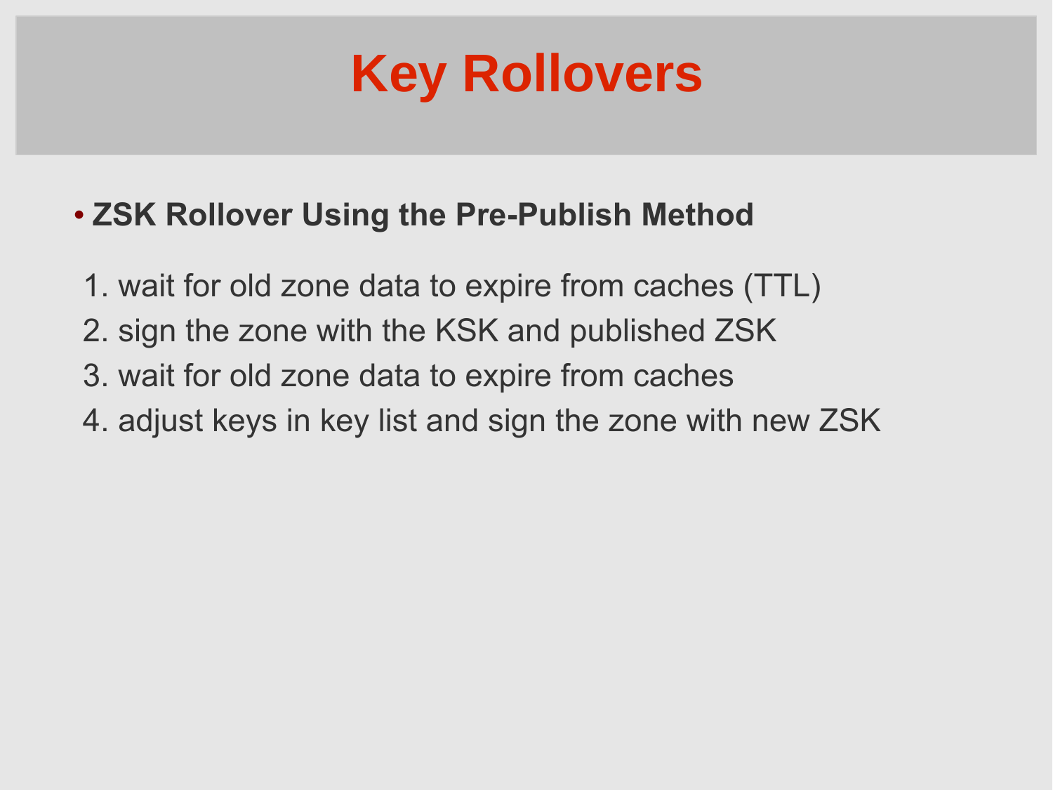# Key Rollovers

- **ZSK Rollover Using the Pre-Publish Method**

1. wait for old zone data to expire from caches (TTL)
2. sign the zone with the KSK and published ZSK
3. wait for old zone data to expire from caches
4. adjust keys in key list and sign the zone with new ZSK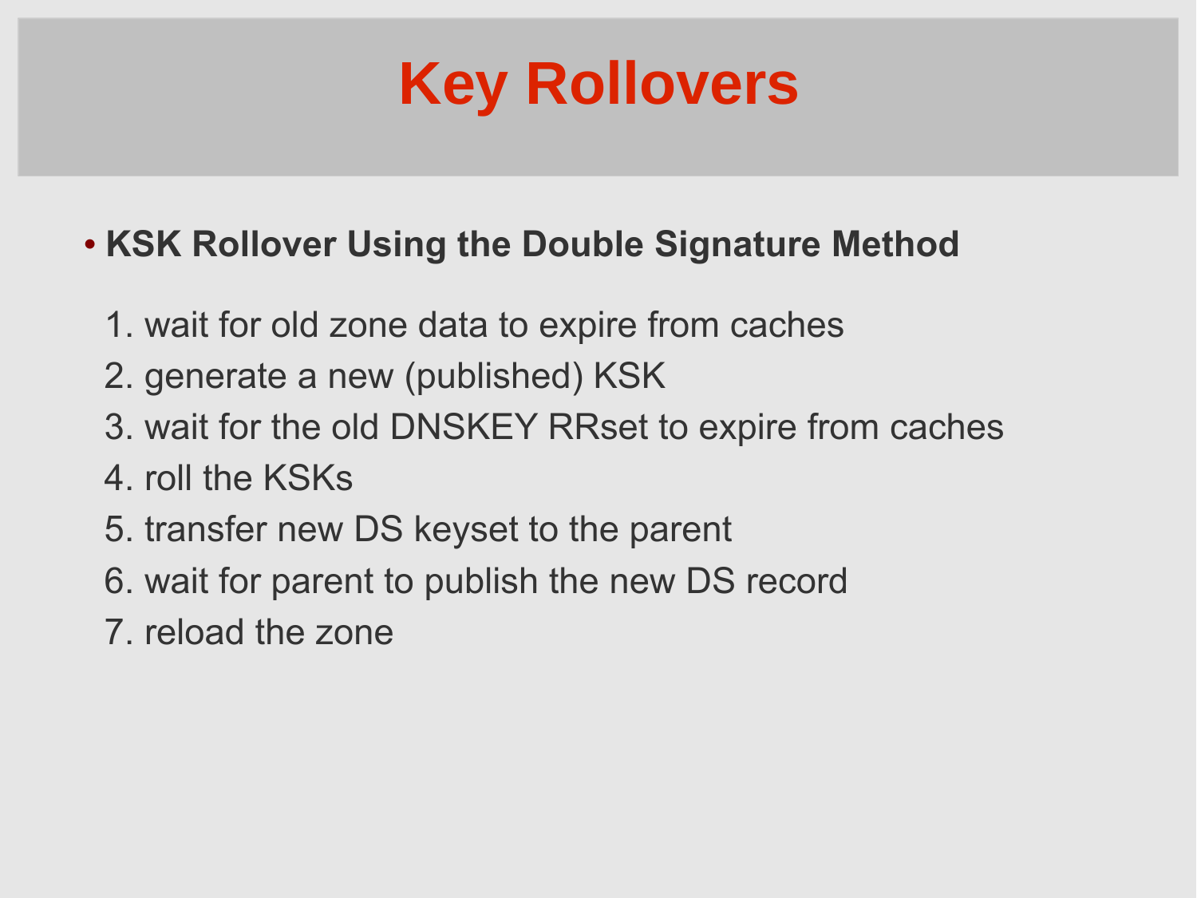# Key Rollovers

- **KSK Rollover Using the Double Signature Method**

  1. wait for old zone data to expire from caches
  2. generate a new (published) KSK
  3. wait for the old DNSKEY RRset to expire from caches
  4. roll the KSKs
  5. transfer new DS keyset to the parent
  6. wait for parent to publish the new DS record
  7. reload the zone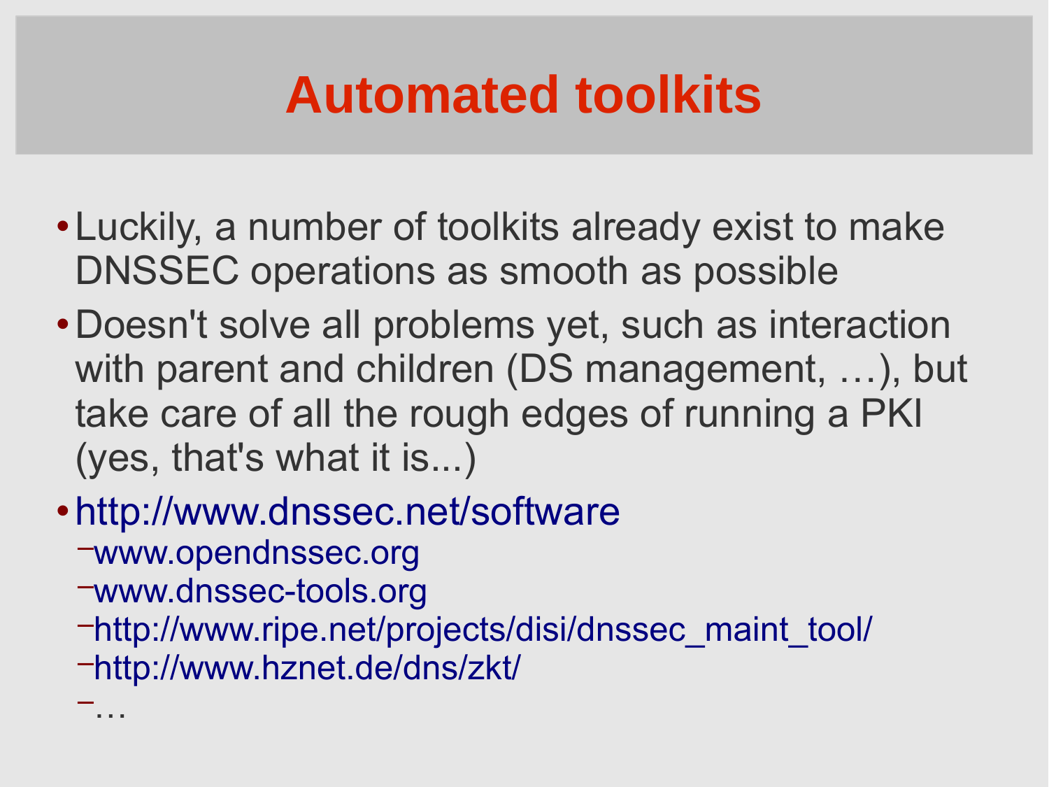# Automated toolkits

- Luckily, a number of toolkits already exist to make DNSSEC operations as smooth as possible
- Doesn't solve all problems yet, such as interaction with parent and children (DS management, …), but take care of all the rough edges of running a PKI (yes, that's what it is...)
- http://www.dnssec.net/software
  - www.opendnssec.org
  - www.dnssec-tools.org
  - http://www.ripe.net/projects/disi/dnssec_maint_tool/
  - http://www.hznet.de/dns/zkt/
  - …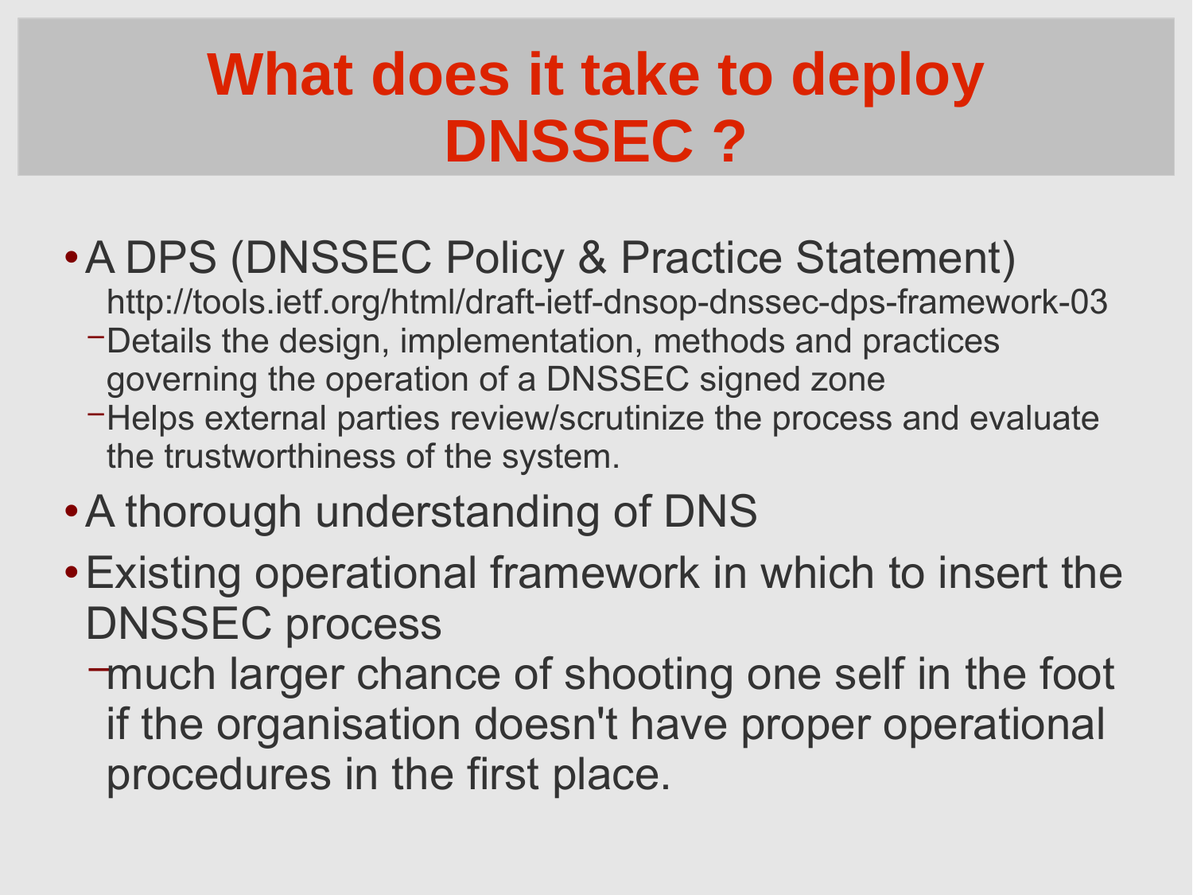# What does it take to deploy DNSSEC ?

- A DPS (DNSSEC Policy & Practice Statement)
  http://tools.ietf.org/html/draft-ietf-dnsop-dnssec-dps-framework-03
  - Details the design, implementation, methods and practices governing the operation of a DNSSEC signed zone
  - Helps external parties review/scrutinize the process and evaluate the trustworthiness of the system.
- A thorough understanding of DNS
- Existing operational framework in which to insert the DNSSEC process
  - much larger chance of shooting one self in the foot if the organisation doesn't have proper operational procedures in the first place.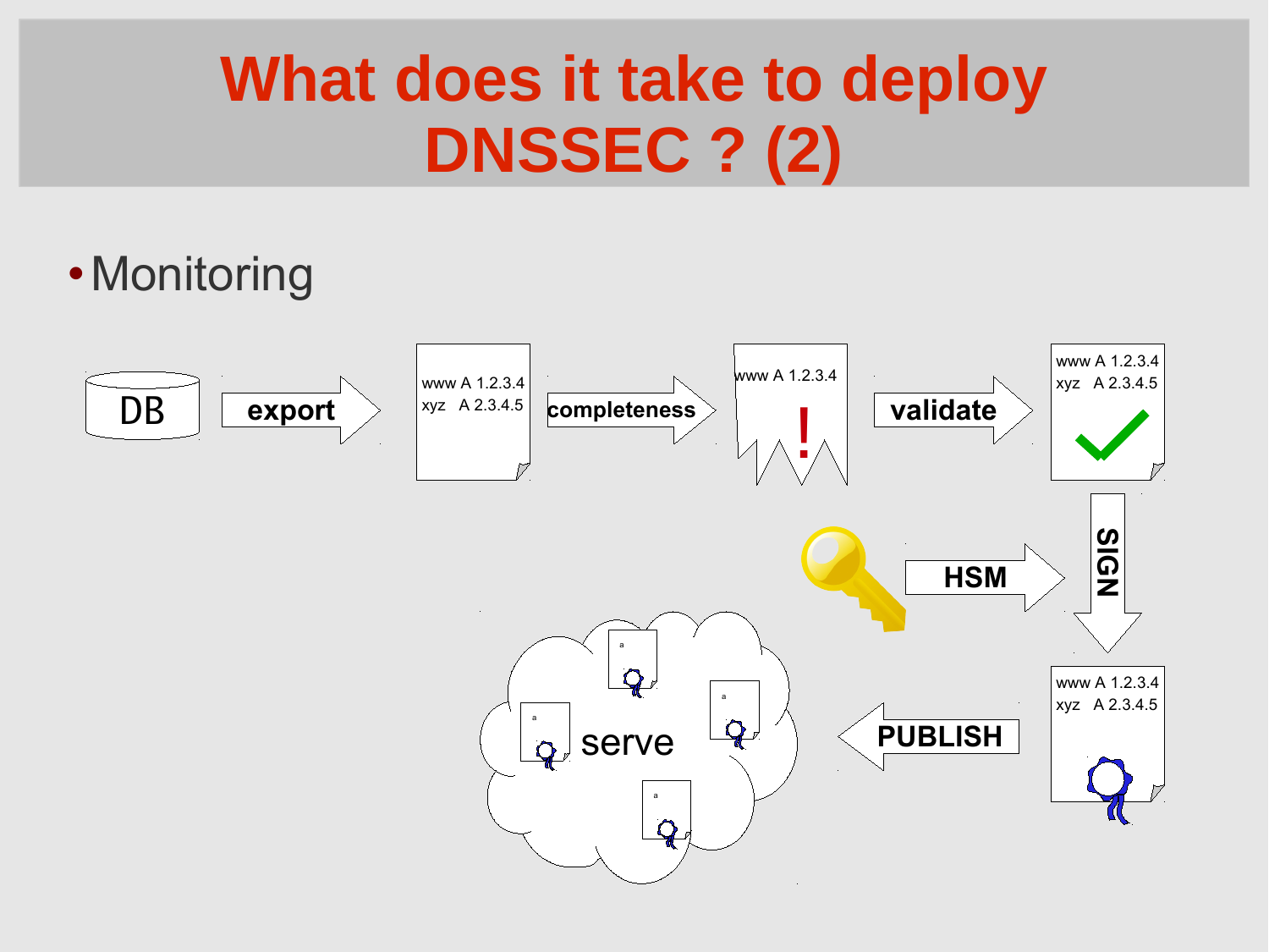# What does it take to deploy DNSSEC ? (2)

- Monitoring

DB → export → www A 1.2.3.4 / xyz A 2.3.4.5 → completeness → www A 1.2.3.4 ! → validate → www A 1.2.3.4 / xyz A 2.3.4.5 ✓

HSM → SIGN → www A 1.2.3.4 / xyz A 2.3.4.5 → PUBLISH → serve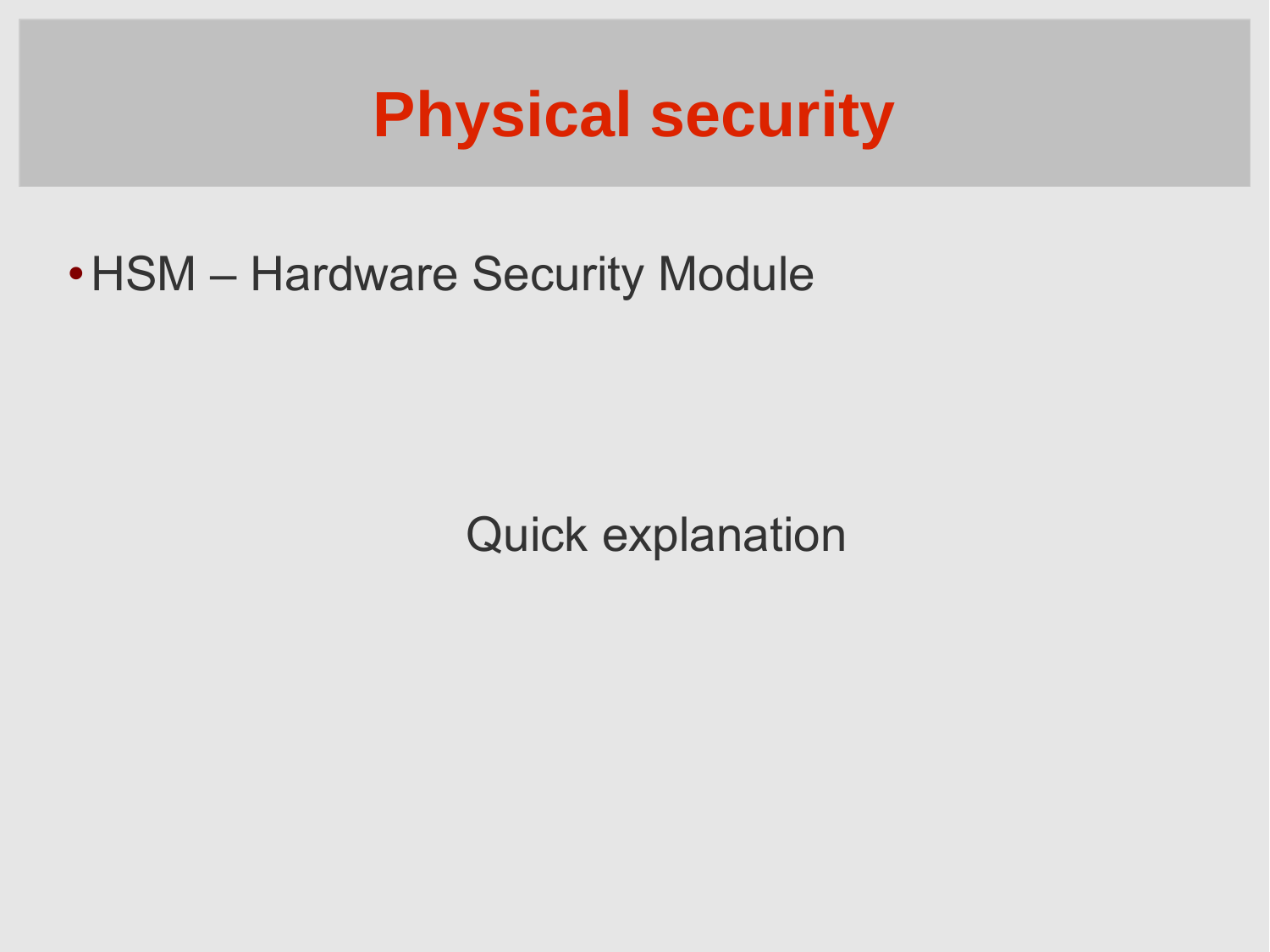# Physical security

- HSM – Hardware Security Module

Quick explanation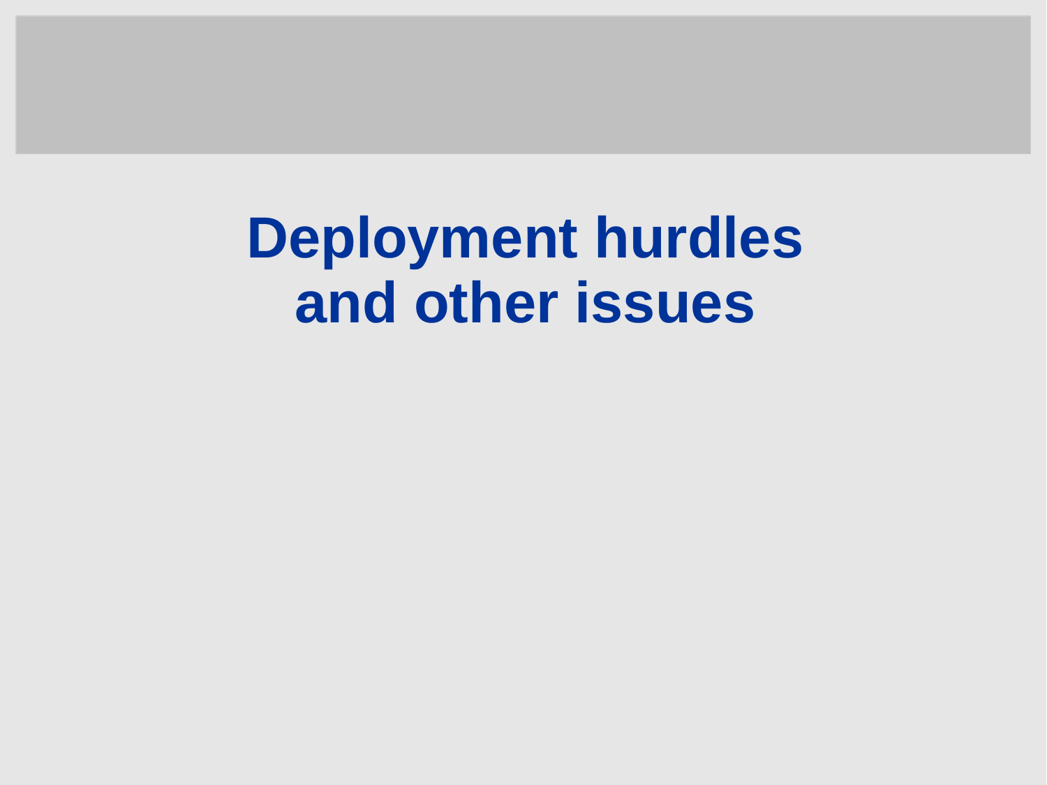# Deployment hurdles and other issues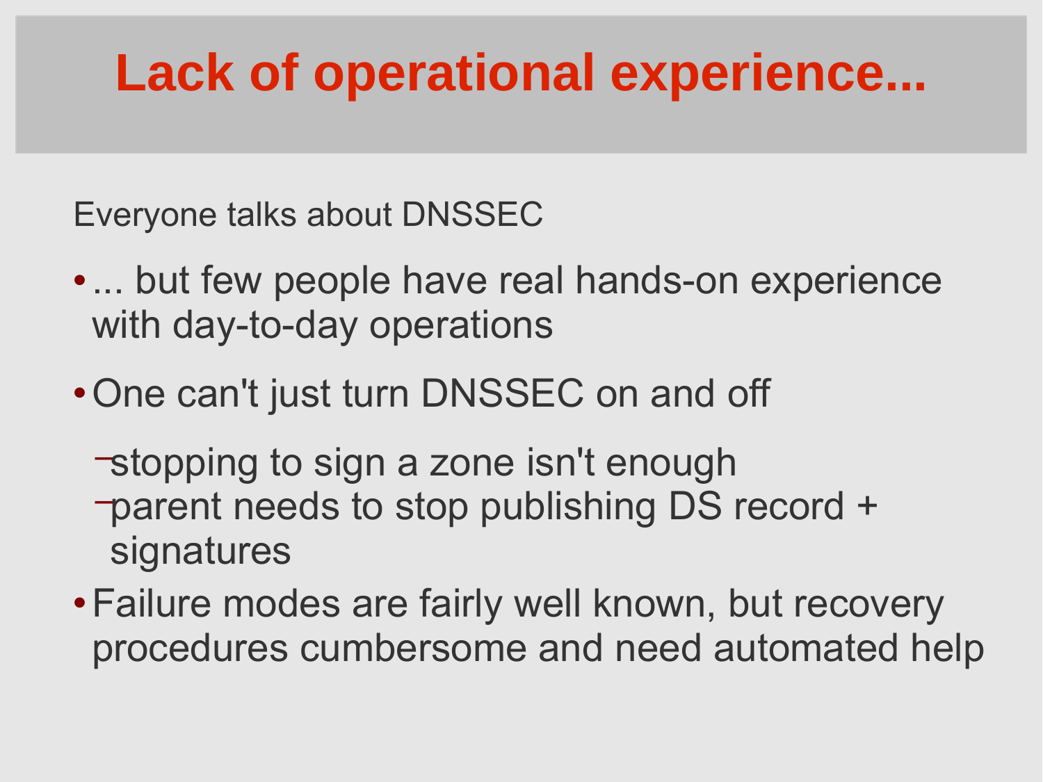# Lack of operational experience...

Everyone talks about DNSSEC

- ... but few people have real hands-on experience with day-to-day operations
- One can't just turn DNSSEC on and off
  - stopping to sign a zone isn't enough
  - parent needs to stop publishing DS record + signatures
- Failure modes are fairly well known, but recovery procedures cumbersome and need automated help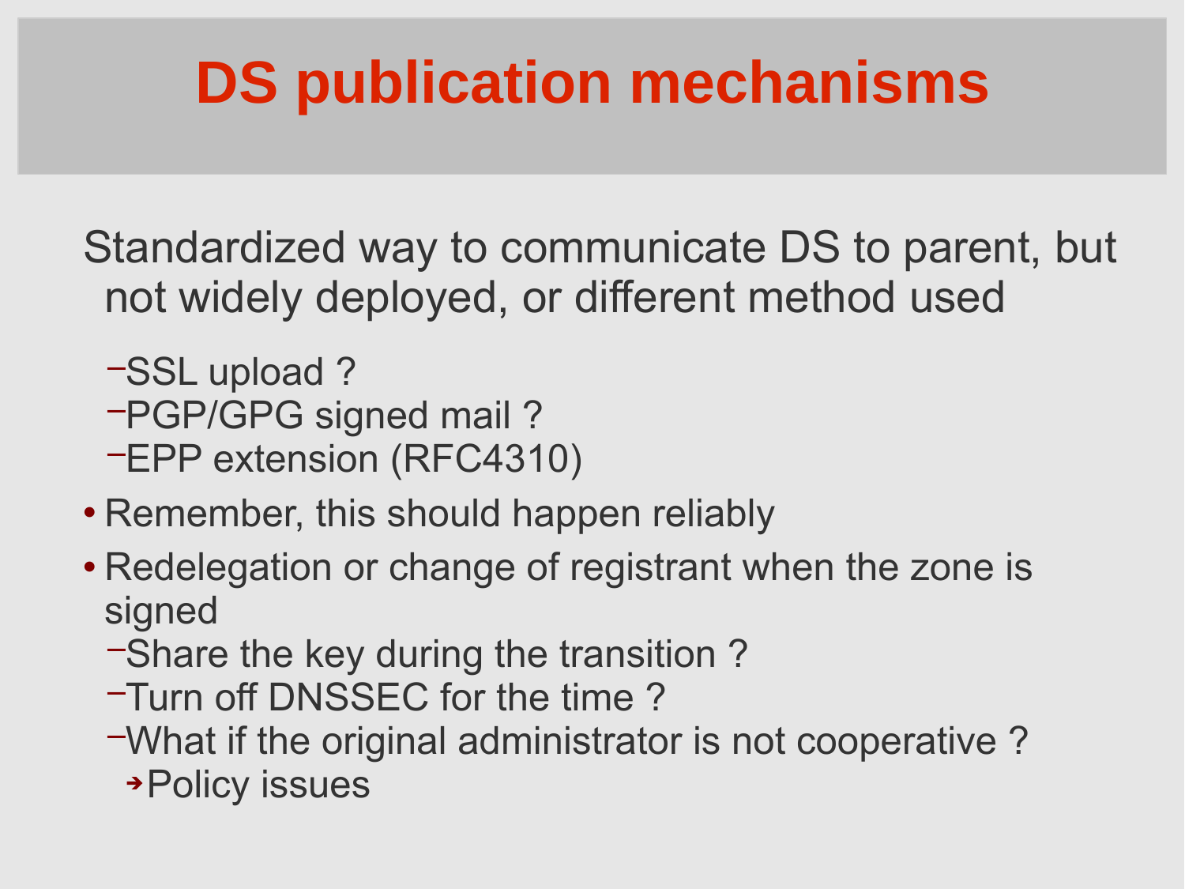# DS publication mechanisms

Standardized way to communicate DS to parent, but not widely deployed, or different method used

- SSL upload ?
- PGP/GPG signed mail ?
- EPP extension (RFC4310)

- Remember, this should happen reliably
- Redelegation or change of registrant when the zone is signed
  - Share the key during the transition ?
  - Turn off DNSSEC for the time ?
  - What if the original administrator is not cooperative ?
    - Policy issues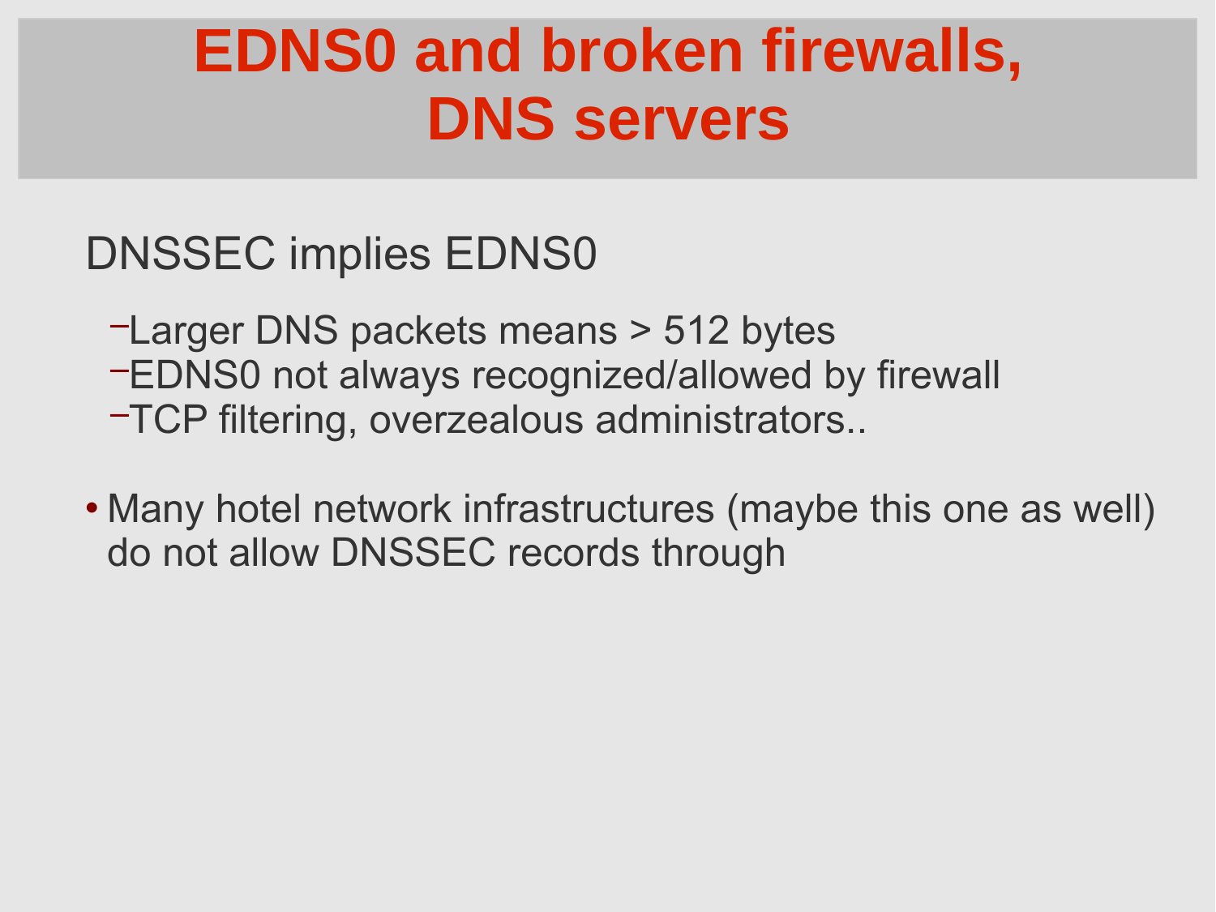# EDNS0 and broken firewalls, DNS servers

DNSSEC implies EDNS0

- Larger DNS packets means > 512 bytes
- EDNS0 not always recognized/allowed by firewall
- TCP filtering, overzealous administrators..

- Many hotel network infrastructures (maybe this one as well) do not allow DNSSEC records through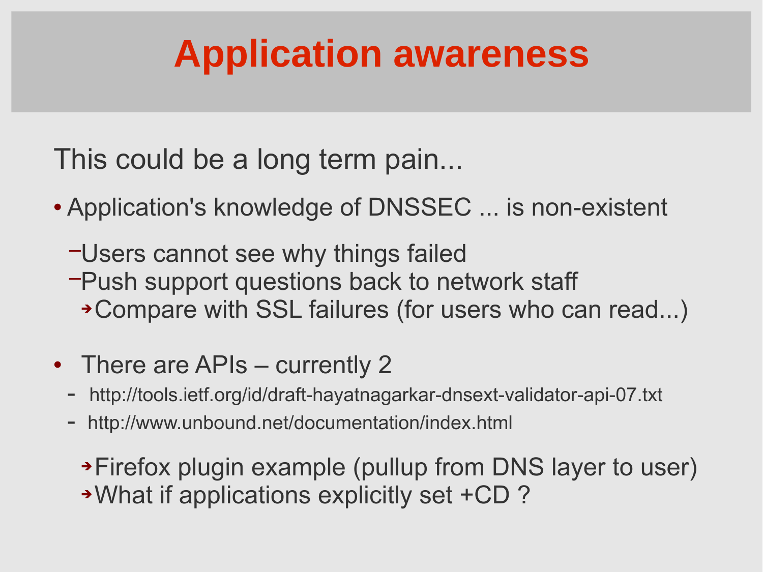# Application awareness

This could be a long term pain...

- Application's knowledge of DNSSEC ... is non-existent
  - Users cannot see why things failed
  - Push support questions back to network staff
    - Compare with SSL failures (for users who can read...)

- There are APIs – currently 2
  - http://tools.ietf.org/id/draft-hayatnagarkar-dnsext-validator-api-07.txt
  - http://www.unbound.net/documentation/index.html
    - Firefox plugin example (pullup from DNS layer to user)
    - What if applications explicitly set +CD ?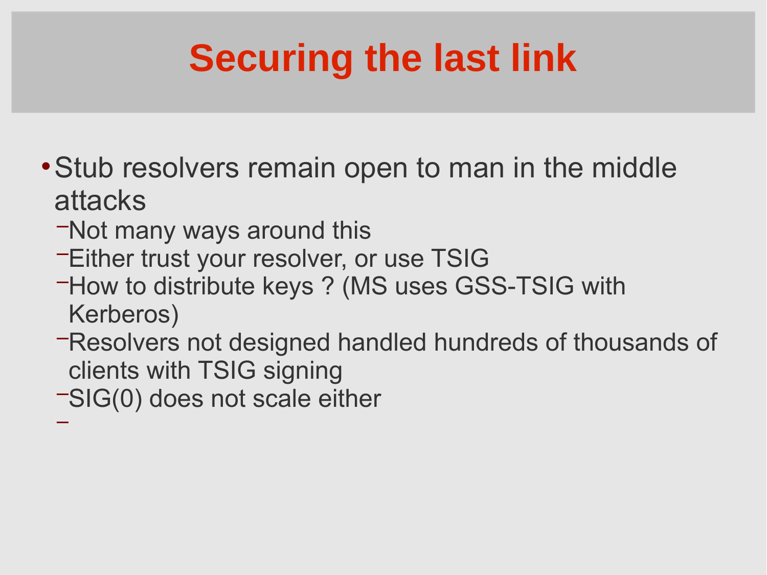# Securing the last link

- Stub resolvers remain open to man in the middle attacks
  - Not many ways around this
  - Either trust your resolver, or use TSIG
  - How to distribute keys ? (MS uses GSS-TSIG with Kerberos)
  - Resolvers not designed handled hundreds of thousands of clients with TSIG signing
  - SIG(0) does not scale either